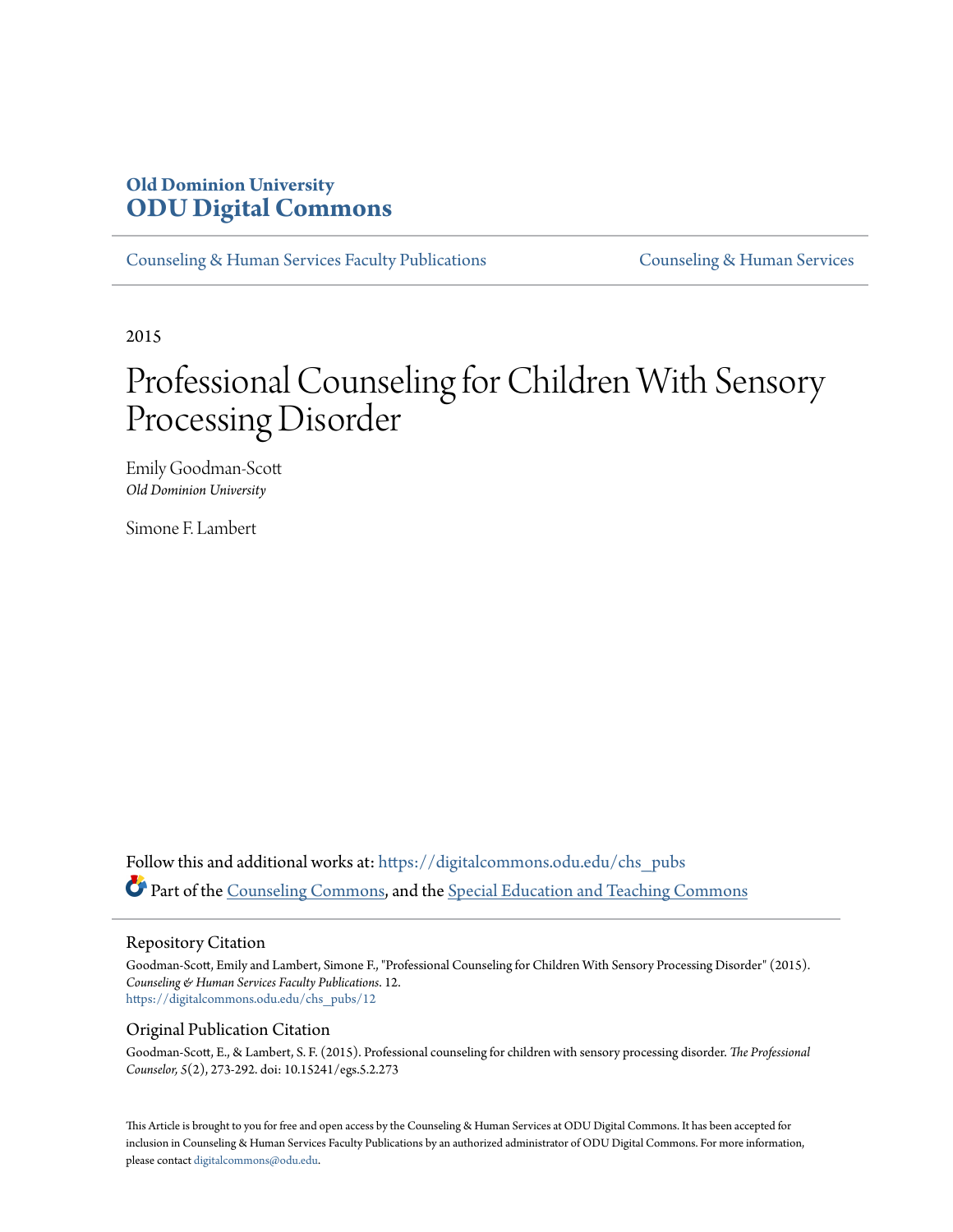# Old Dominion University
# ODU Digital Commons

Counseling & Human Services Faculty Publications | Counseling & Human Services

2015

# Professional Counseling for Children With Sensory Processing Disorder

Emily Goodman-Scott
*Old Dominion University*

Simone F. Lambert

Follow this and additional works at: https://digitalcommons.odu.edu/chs_pubs

Part of the Counseling Commons, and the Special Education and Teaching Commons

## Repository Citation

Goodman-Scott, Emily and Lambert, Simone F., "Professional Counseling for Children With Sensory Processing Disorder" (2015). *Counseling & Human Services Faculty Publications*. 12.
https://digitalcommons.odu.edu/chs_pubs/12

## Original Publication Citation

Goodman-Scott, E., & Lambert, S. F. (2015). Professional counseling for children with sensory processing disorder. *The Professional Counselor, 5*(2), 273-292. doi: 10.15241/egs.5.2.273

This Article is brought to you for free and open access by the Counseling & Human Services at ODU Digital Commons. It has been accepted for inclusion in Counseling & Human Services Faculty Publications by an authorized administrator of ODU Digital Commons. For more information, please contact digitalcommons@odu.edu.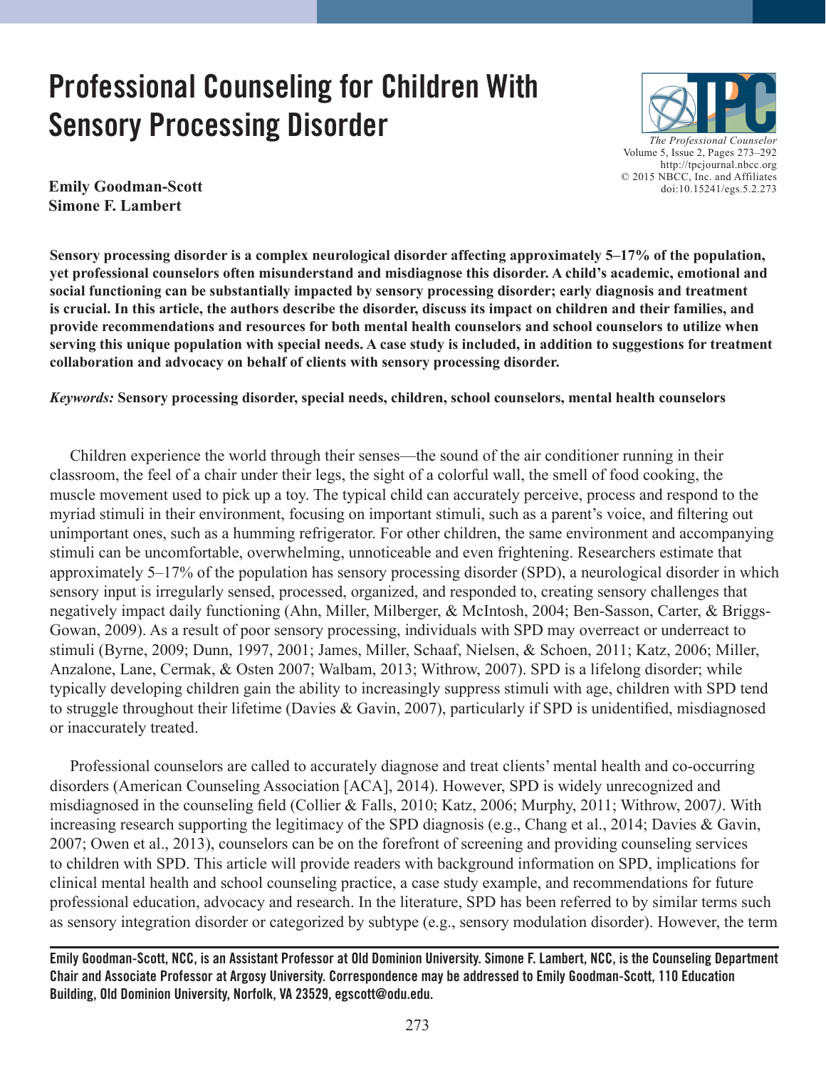# Professional Counseling for Children With Sensory Processing Disorder

**Emily Goodman-Scott**
**Simone F. Lambert**

**Sensory processing disorder is a complex neurological disorder affecting approximately 5–17% of the population, yet professional counselors often misunderstand and misdiagnose this disorder. A child's academic, emotional and social functioning can be substantially impacted by sensory processing disorder; early diagnosis and treatment is crucial. In this article, the authors describe the disorder, discuss its impact on children and their families, and provide recommendations and resources for both mental health counselors and school counselors to utilize when serving this unique population with special needs. A case study is included, in addition to suggestions for treatment collaboration and advocacy on behalf of clients with sensory processing disorder.**

***Keywords:*** **Sensory processing disorder, special needs, children, school counselors, mental health counselors**

Children experience the world through their senses—the sound of the air conditioner running in their classroom, the feel of a chair under their legs, the sight of a colorful wall, the smell of food cooking, the muscle movement used to pick up a toy. The typical child can accurately perceive, process and respond to the myriad stimuli in their environment, focusing on important stimuli, such as a parent's voice, and filtering out unimportant ones, such as a humming refrigerator. For other children, the same environment and accompanying stimuli can be uncomfortable, overwhelming, unnoticeable and even frightening. Researchers estimate that approximately 5–17% of the population has sensory processing disorder (SPD), a neurological disorder in which sensory input is irregularly sensed, processed, organized, and responded to, creating sensory challenges that negatively impact daily functioning (Ahn, Miller, Milberger, & McIntosh, 2004; Ben-Sasson, Carter, & Briggs-Gowan, 2009). As a result of poor sensory processing, individuals with SPD may overreact or underreact to stimuli (Byrne, 2009; Dunn, 1997, 2001; James, Miller, Schaaf, Nielsen, & Schoen, 2011; Katz, 2006; Miller, Anzalone, Lane, Cermak, & Osten 2007; Walbam, 2013; Withrow, 2007). SPD is a lifelong disorder; while typically developing children gain the ability to increasingly suppress stimuli with age, children with SPD tend to struggle throughout their lifetime (Davies & Gavin, 2007), particularly if SPD is unidentified, misdiagnosed or inaccurately treated.

Professional counselors are called to accurately diagnose and treat clients' mental health and co-occurring disorders (American Counseling Association [ACA], 2014). However, SPD is widely unrecognized and misdiagnosed in the counseling field (Collier & Falls, 2010; Katz, 2006; Murphy, 2011; Withrow, 2007*)*. With increasing research supporting the legitimacy of the SPD diagnosis (e.g., Chang et al., 2014; Davies & Gavin, 2007; Owen et al., 2013), counselors can be on the forefront of screening and providing counseling services to children with SPD. This article will provide readers with background information on SPD, implications for clinical mental health and school counseling practice, a case study example, and recommendations for future professional education, advocacy and research. In the literature, SPD has been referred to by similar terms such as sensory integration disorder or categorized by subtype (e.g., sensory modulation disorder). However, the term

**Emily Goodman-Scott, NCC, is an Assistant Professor at Old Dominion University. Simone F. Lambert, NCC, is the Counseling Department Chair and Associate Professor at Argosy University. Correspondence may be addressed to Emily Goodman-Scott, 110 Education Building, Old Dominion University, Norfolk, VA 23529, egscott@odu.edu.**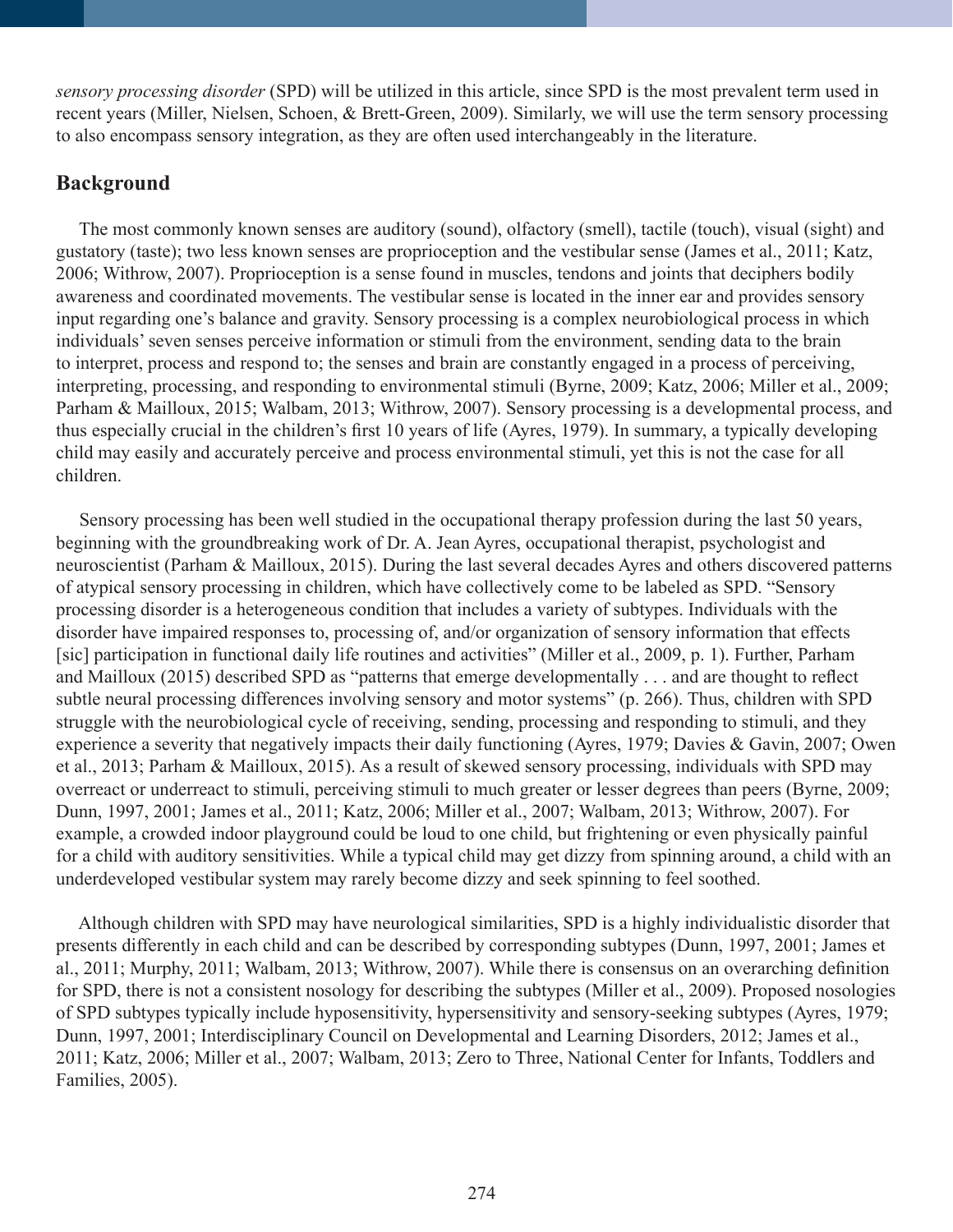*sensory processing disorder* (SPD) will be utilized in this article, since SPD is the most prevalent term used in recent years (Miller, Nielsen, Schoen, & Brett-Green, 2009). Similarly, we will use the term sensory processing to also encompass sensory integration, as they are often used interchangeably in the literature.

## Background

The most commonly known senses are auditory (sound), olfactory (smell), tactile (touch), visual (sight) and gustatory (taste); two less known senses are proprioception and the vestibular sense (James et al., 2011; Katz, 2006; Withrow, 2007). Proprioception is a sense found in muscles, tendons and joints that deciphers bodily awareness and coordinated movements. The vestibular sense is located in the inner ear and provides sensory input regarding one's balance and gravity. Sensory processing is a complex neurobiological process in which individuals' seven senses perceive information or stimuli from the environment, sending data to the brain to interpret, process and respond to; the senses and brain are constantly engaged in a process of perceiving, interpreting, processing, and responding to environmental stimuli (Byrne, 2009; Katz, 2006; Miller et al., 2009; Parham & Mailloux, 2015; Walbam, 2013; Withrow, 2007). Sensory processing is a developmental process, and thus especially crucial in the children's first 10 years of life (Ayres, 1979). In summary, a typically developing child may easily and accurately perceive and process environmental stimuli, yet this is not the case for all children.

Sensory processing has been well studied in the occupational therapy profession during the last 50 years, beginning with the groundbreaking work of Dr. A. Jean Ayres, occupational therapist, psychologist and neuroscientist (Parham & Mailloux, 2015). During the last several decades Ayres and others discovered patterns of atypical sensory processing in children, which have collectively come to be labeled as SPD. "Sensory processing disorder is a heterogeneous condition that includes a variety of subtypes. Individuals with the disorder have impaired responses to, processing of, and/or organization of sensory information that effects [sic] participation in functional daily life routines and activities" (Miller et al., 2009, p. 1). Further, Parham and Mailloux (2015) described SPD as "patterns that emerge developmentally . . . and are thought to reflect subtle neural processing differences involving sensory and motor systems" (p. 266). Thus, children with SPD struggle with the neurobiological cycle of receiving, sending, processing and responding to stimuli, and they experience a severity that negatively impacts their daily functioning (Ayres, 1979; Davies & Gavin, 2007; Owen et al., 2013; Parham & Mailloux, 2015). As a result of skewed sensory processing, individuals with SPD may overreact or underreact to stimuli, perceiving stimuli to much greater or lesser degrees than peers (Byrne, 2009; Dunn, 1997, 2001; James et al., 2011; Katz, 2006; Miller et al., 2007; Walbam, 2013; Withrow, 2007). For example, a crowded indoor playground could be loud to one child, but frightening or even physically painful for a child with auditory sensitivities. While a typical child may get dizzy from spinning around, a child with an underdeveloped vestibular system may rarely become dizzy and seek spinning to feel soothed.

Although children with SPD may have neurological similarities, SPD is a highly individualistic disorder that presents differently in each child and can be described by corresponding subtypes (Dunn, 1997, 2001; James et al., 2011; Murphy, 2011; Walbam, 2013; Withrow, 2007). While there is consensus on an overarching definition for SPD, there is not a consistent nosology for describing the subtypes (Miller et al., 2009). Proposed nosologies of SPD subtypes typically include hyposensitivity, hypersensitivity and sensory-seeking subtypes (Ayres, 1979; Dunn, 1997, 2001; Interdisciplinary Council on Developmental and Learning Disorders, 2012; James et al., 2011; Katz, 2006; Miller et al., 2007; Walbam, 2013; Zero to Three, National Center for Infants, Toddlers and Families, 2005).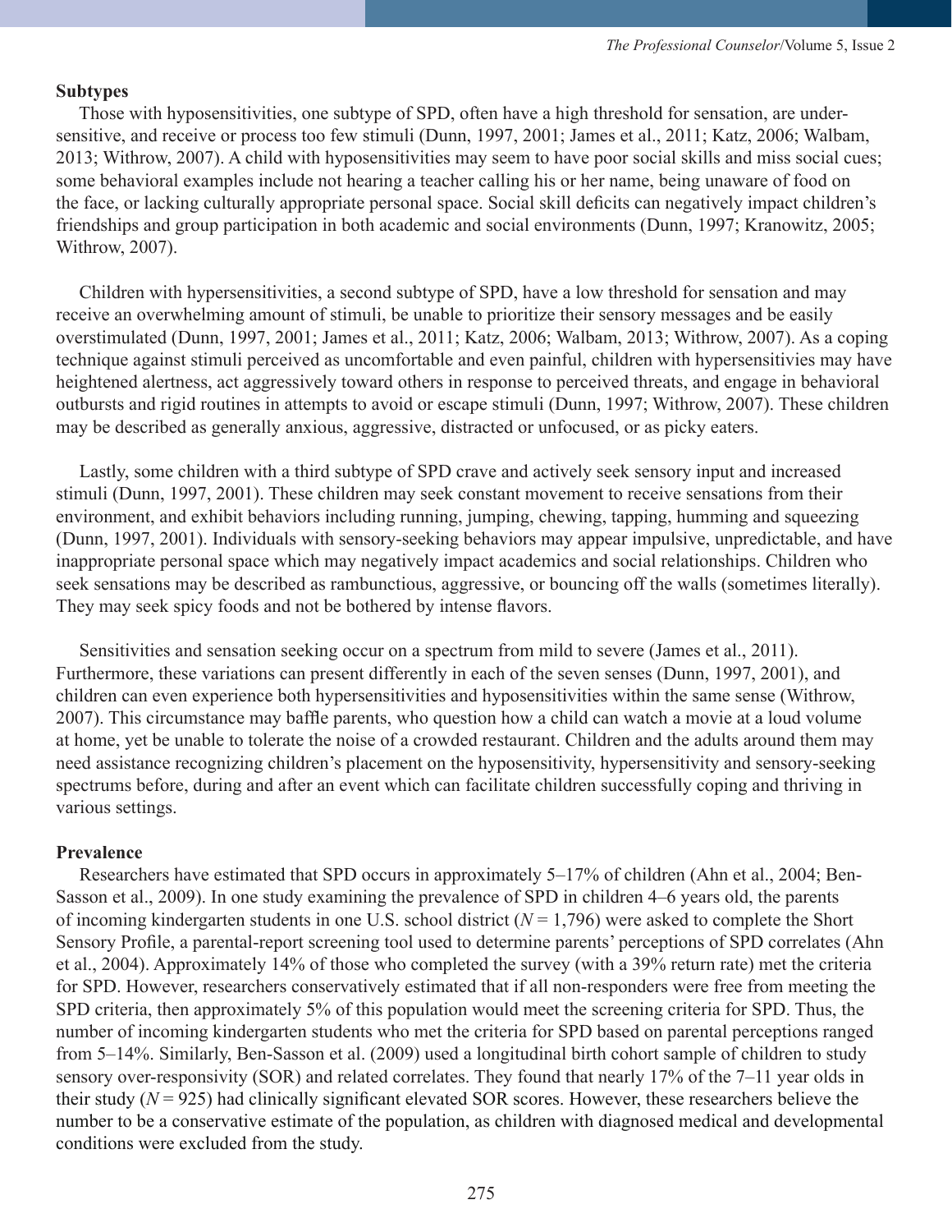**Subtypes**

Those with hyposensitivities, one subtype of SPD, often have a high threshold for sensation, are under-sensitive, and receive or process too few stimuli (Dunn, 1997, 2001; James et al., 2011; Katz, 2006; Walbam, 2013; Withrow, 2007). A child with hyposensitivities may seem to have poor social skills and miss social cues; some behavioral examples include not hearing a teacher calling his or her name, being unaware of food on the face, or lacking culturally appropriate personal space. Social skill deficits can negatively impact children's friendships and group participation in both academic and social environments (Dunn, 1997; Kranowitz, 2005; Withrow, 2007).

Children with hypersensitivities, a second subtype of SPD, have a low threshold for sensation and may receive an overwhelming amount of stimuli, be unable to prioritize their sensory messages and be easily overstimulated (Dunn, 1997, 2001; James et al., 2011; Katz, 2006; Walbam, 2013; Withrow, 2007). As a coping technique against stimuli perceived as uncomfortable and even painful, children with hypersensitivies may have heightened alertness, act aggressively toward others in response to perceived threats, and engage in behavioral outbursts and rigid routines in attempts to avoid or escape stimuli (Dunn, 1997; Withrow, 2007). These children may be described as generally anxious, aggressive, distracted or unfocused, or as picky eaters.

Lastly, some children with a third subtype of SPD crave and actively seek sensory input and increased stimuli (Dunn, 1997, 2001). These children may seek constant movement to receive sensations from their environment, and exhibit behaviors including running, jumping, chewing, tapping, humming and squeezing (Dunn, 1997, 2001). Individuals with sensory-seeking behaviors may appear impulsive, unpredictable, and have inappropriate personal space which may negatively impact academics and social relationships. Children who seek sensations may be described as rambunctious, aggressive, or bouncing off the walls (sometimes literally). They may seek spicy foods and not be bothered by intense flavors.

Sensitivities and sensation seeking occur on a spectrum from mild to severe (James et al., 2011). Furthermore, these variations can present differently in each of the seven senses (Dunn, 1997, 2001), and children can even experience both hypersensitivities and hyposensitivities within the same sense (Withrow, 2007). This circumstance may baffle parents, who question how a child can watch a movie at a loud volume at home, yet be unable to tolerate the noise of a crowded restaurant. Children and the adults around them may need assistance recognizing children's placement on the hyposensitivity, hypersensitivity and sensory-seeking spectrums before, during and after an event which can facilitate children successfully coping and thriving in various settings.

**Prevalence**

Researchers have estimated that SPD occurs in approximately 5–17% of children (Ahn et al., 2004; Ben-Sasson et al., 2009). In one study examining the prevalence of SPD in children 4–6 years old, the parents of incoming kindergarten students in one U.S. school district ($N = 1,796$) were asked to complete the Short Sensory Profile, a parental-report screening tool used to determine parents' perceptions of SPD correlates (Ahn et al., 2004). Approximately 14% of those who completed the survey (with a 39% return rate) met the criteria for SPD. However, researchers conservatively estimated that if all non-responders were free from meeting the SPD criteria, then approximately 5% of this population would meet the screening criteria for SPD. Thus, the number of incoming kindergarten students who met the criteria for SPD based on parental perceptions ranged from 5–14%. Similarly, Ben-Sasson et al. (2009) used a longitudinal birth cohort sample of children to study sensory over-responsivity (SOR) and related correlates. They found that nearly 17% of the 7–11 year olds in their study ($N = 925$) had clinically significant elevated SOR scores. However, these researchers believe the number to be a conservative estimate of the population, as children with diagnosed medical and developmental conditions were excluded from the study.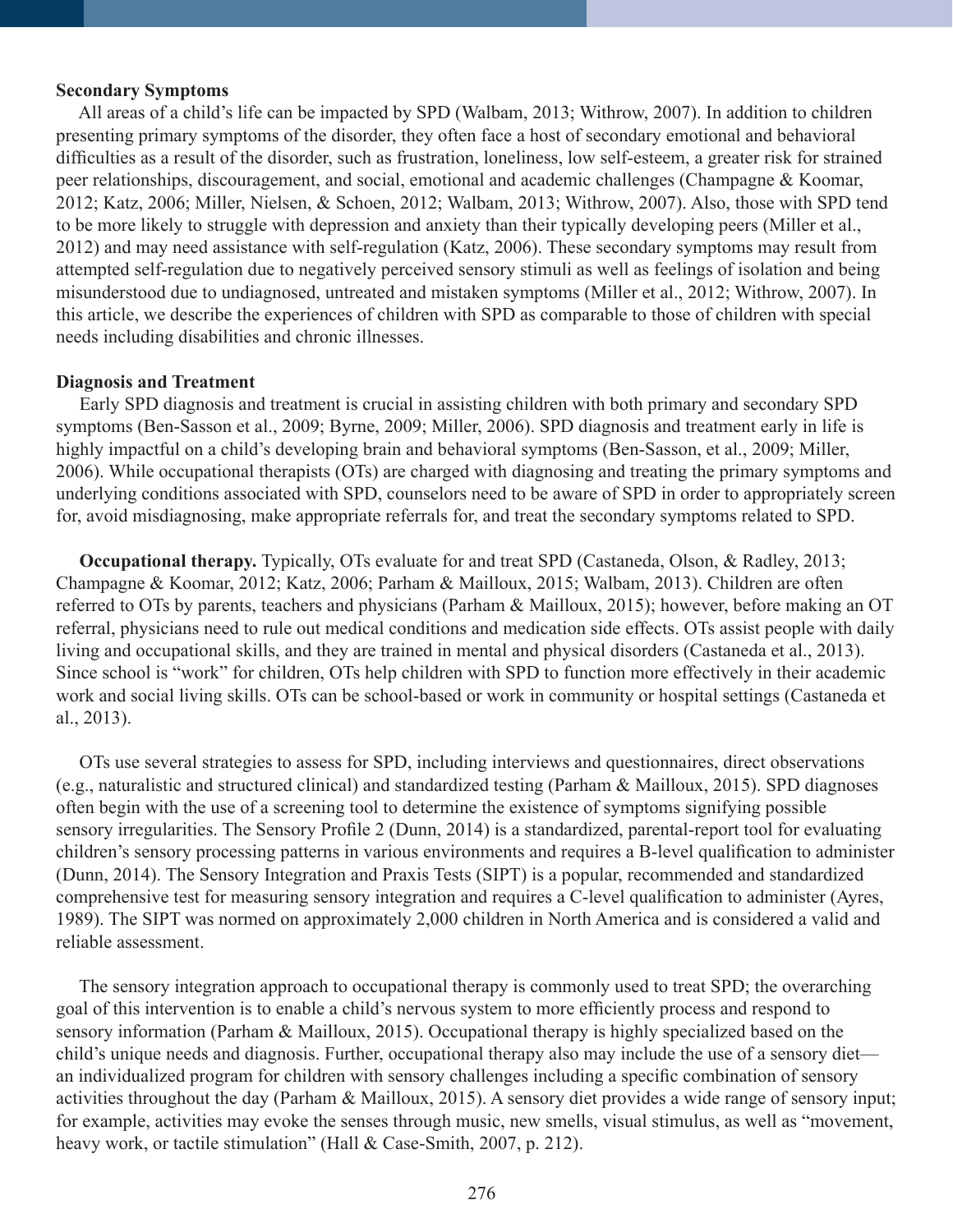**Secondary Symptoms**

All areas of a child's life can be impacted by SPD (Walbam, 2013; Withrow, 2007). In addition to children presenting primary symptoms of the disorder, they often face a host of secondary emotional and behavioral difficulties as a result of the disorder, such as frustration, loneliness, low self-esteem, a greater risk for strained peer relationships, discouragement, and social, emotional and academic challenges (Champagne & Koomar, 2012; Katz, 2006; Miller, Nielsen, & Schoen, 2012; Walbam, 2013; Withrow, 2007). Also, those with SPD tend to be more likely to struggle with depression and anxiety than their typically developing peers (Miller et al., 2012) and may need assistance with self-regulation (Katz, 2006). These secondary symptoms may result from attempted self-regulation due to negatively perceived sensory stimuli as well as feelings of isolation and being misunderstood due to undiagnosed, untreated and mistaken symptoms (Miller et al., 2012; Withrow, 2007). In this article, we describe the experiences of children with SPD as comparable to those of children with special needs including disabilities and chronic illnesses.

**Diagnosis and Treatment**

Early SPD diagnosis and treatment is crucial in assisting children with both primary and secondary SPD symptoms (Ben-Sasson et al., 2009; Byrne, 2009; Miller, 2006). SPD diagnosis and treatment early in life is highly impactful on a child's developing brain and behavioral symptoms (Ben-Sasson, et al., 2009; Miller, 2006). While occupational therapists (OTs) are charged with diagnosing and treating the primary symptoms and underlying conditions associated with SPD, counselors need to be aware of SPD in order to appropriately screen for, avoid misdiagnosing, make appropriate referrals for, and treat the secondary symptoms related to SPD.

**Occupational therapy.** Typically, OTs evaluate for and treat SPD (Castaneda, Olson, & Radley, 2013; Champagne & Koomar, 2012; Katz, 2006; Parham & Mailloux, 2015; Walbam, 2013). Children are often referred to OTs by parents, teachers and physicians (Parham & Mailloux, 2015); however, before making an OT referral, physicians need to rule out medical conditions and medication side effects. OTs assist people with daily living and occupational skills, and they are trained in mental and physical disorders (Castaneda et al., 2013). Since school is "work" for children, OTs help children with SPD to function more effectively in their academic work and social living skills. OTs can be school-based or work in community or hospital settings (Castaneda et al., 2013).

OTs use several strategies to assess for SPD, including interviews and questionnaires, direct observations (e.g., naturalistic and structured clinical) and standardized testing (Parham & Mailloux, 2015). SPD diagnoses often begin with the use of a screening tool to determine the existence of symptoms signifying possible sensory irregularities. The Sensory Profile 2 (Dunn, 2014) is a standardized, parental-report tool for evaluating children's sensory processing patterns in various environments and requires a B-level qualification to administer (Dunn, 2014). The Sensory Integration and Praxis Tests (SIPT) is a popular, recommended and standardized comprehensive test for measuring sensory integration and requires a C-level qualification to administer (Ayres, 1989). The SIPT was normed on approximately 2,000 children in North America and is considered a valid and reliable assessment.

The sensory integration approach to occupational therapy is commonly used to treat SPD; the overarching goal of this intervention is to enable a child's nervous system to more efficiently process and respond to sensory information (Parham & Mailloux, 2015). Occupational therapy is highly specialized based on the child's unique needs and diagnosis. Further, occupational therapy also may include the use of a sensory diet—an individualized program for children with sensory challenges including a specific combination of sensory activities throughout the day (Parham & Mailloux, 2015). A sensory diet provides a wide range of sensory input; for example, activities may evoke the senses through music, new smells, visual stimulus, as well as "movement, heavy work, or tactile stimulation" (Hall & Case-Smith, 2007, p. 212).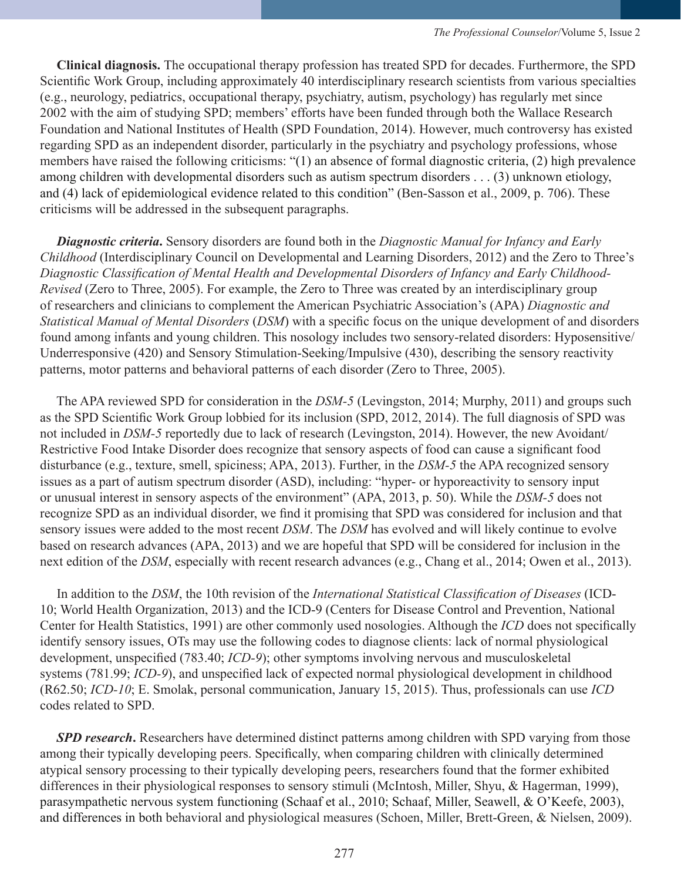**Clinical diagnosis.** The occupational therapy profession has treated SPD for decades. Furthermore, the SPD Scientific Work Group, including approximately 40 interdisciplinary research scientists from various specialties (e.g., neurology, pediatrics, occupational therapy, psychiatry, autism, psychology) has regularly met since 2002 with the aim of studying SPD; members' efforts have been funded through both the Wallace Research Foundation and National Institutes of Health (SPD Foundation, 2014). However, much controversy has existed regarding SPD as an independent disorder, particularly in the psychiatry and psychology professions, whose members have raised the following criticisms: "(1) an absence of formal diagnostic criteria, (2) high prevalence among children with developmental disorders such as autism spectrum disorders . . . (3) unknown etiology, and (4) lack of epidemiological evidence related to this condition" (Ben-Sasson et al., 2009, p. 706). These criticisms will be addressed in the subsequent paragraphs.

***Diagnostic criteria*.** Sensory disorders are found both in the *Diagnostic Manual for Infancy and Early Childhood* (Interdisciplinary Council on Developmental and Learning Disorders, 2012) and the Zero to Three's *Diagnostic Classification of Mental Health and Developmental Disorders of Infancy and Early Childhood-Revised* (Zero to Three, 2005). For example, the Zero to Three was created by an interdisciplinary group of researchers and clinicians to complement the American Psychiatric Association's (APA) *Diagnostic and Statistical Manual of Mental Disorders* (*DSM*) with a specific focus on the unique development of and disorders found among infants and young children. This nosology includes two sensory-related disorders: Hyposensitive/Underresponsive (420) and Sensory Stimulation-Seeking/Impulsive (430), describing the sensory reactivity patterns, motor patterns and behavioral patterns of each disorder (Zero to Three, 2005).

The APA reviewed SPD for consideration in the *DSM-5* (Levingston, 2014; Murphy, 2011) and groups such as the SPD Scientific Work Group lobbied for its inclusion (SPD, 2012, 2014). The full diagnosis of SPD was not included in *DSM-5* reportedly due to lack of research (Levingston, 2014). However, the new Avoidant/Restrictive Food Intake Disorder does recognize that sensory aspects of food can cause a significant food disturbance (e.g., texture, smell, spiciness; APA, 2013). Further, in the *DSM-5* the APA recognized sensory issues as a part of autism spectrum disorder (ASD), including: "hyper- or hyporeactivity to sensory input or unusual interest in sensory aspects of the environment" (APA, 2013, p. 50). While the *DSM-5* does not recognize SPD as an individual disorder, we find it promising that SPD was considered for inclusion and that sensory issues were added to the most recent *DSM*. The *DSM* has evolved and will likely continue to evolve based on research advances (APA, 2013) and we are hopeful that SPD will be considered for inclusion in the next edition of the *DSM*, especially with recent research advances (e.g., Chang et al., 2014; Owen et al., 2013).

In addition to the *DSM*, the 10th revision of the *International Statistical Classification of Diseases* (ICD-10; World Health Organization, 2013) and the ICD-9 (Centers for Disease Control and Prevention, National Center for Health Statistics, 1991) are other commonly used nosologies. Although the *ICD* does not specifically identify sensory issues, OTs may use the following codes to diagnose clients: lack of normal physiological development, unspecified (783.40; *ICD-9*); other symptoms involving nervous and musculoskeletal systems (781.99; *ICD-9*), and unspecified lack of expected normal physiological development in childhood (R62.50; *ICD-10*; E. Smolak, personal communication, January 15, 2015). Thus, professionals can use *ICD* codes related to SPD.

***SPD research*.** Researchers have determined distinct patterns among children with SPD varying from those among their typically developing peers. Specifically, when comparing children with clinically determined atypical sensory processing to their typically developing peers, researchers found that the former exhibited differences in their physiological responses to sensory stimuli (McIntosh, Miller, Shyu, & Hagerman, 1999), parasympathetic nervous system functioning (Schaaf et al., 2010; Schaaf, Miller, Seawell, & O'Keefe, 2003), and differences in both behavioral and physiological measures (Schoen, Miller, Brett-Green, & Nielsen, 2009).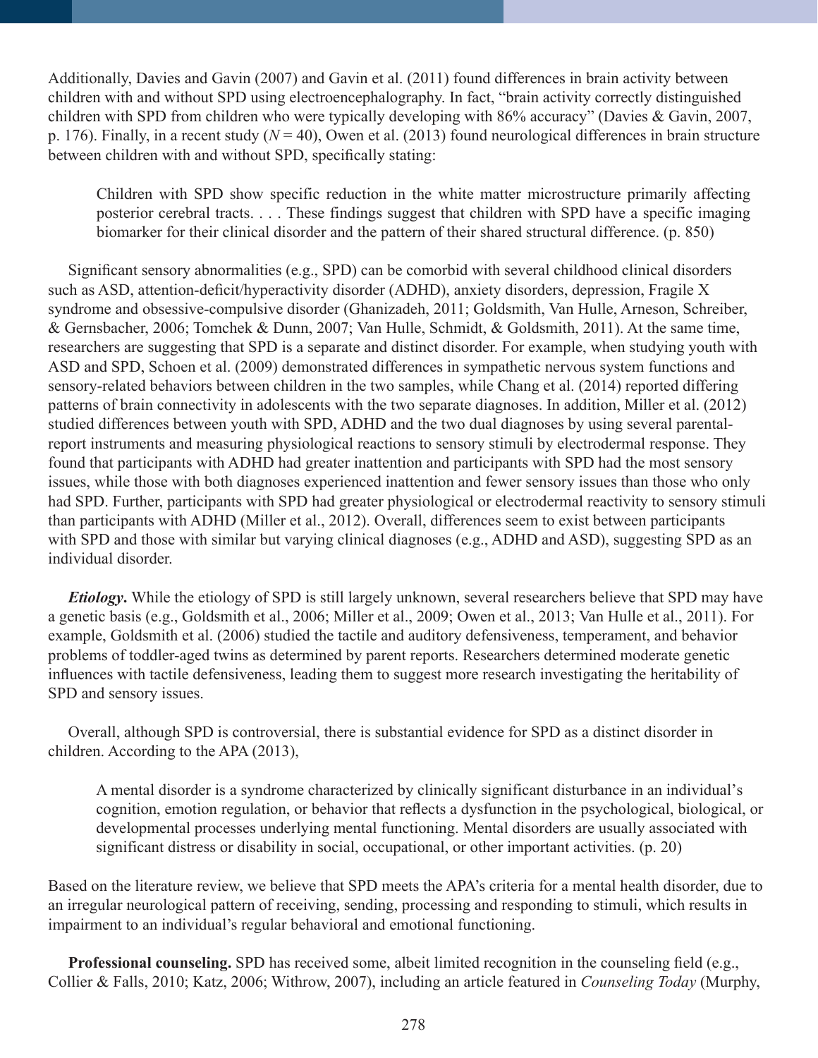Additionally, Davies and Gavin (2007) and Gavin et al. (2011) found differences in brain activity between children with and without SPD using electroencephalography. In fact, "brain activity correctly distinguished children with SPD from children who were typically developing with 86% accuracy" (Davies & Gavin, 2007, p. 176). Finally, in a recent study (*N* = 40), Owen et al. (2013) found neurological differences in brain structure between children with and without SPD, specifically stating:

> Children with SPD show specific reduction in the white matter microstructure primarily affecting posterior cerebral tracts. . . . These findings suggest that children with SPD have a specific imaging biomarker for their clinical disorder and the pattern of their shared structural difference. (p. 850)

Significant sensory abnormalities (e.g., SPD) can be comorbid with several childhood clinical disorders such as ASD, attention-deficit/hyperactivity disorder (ADHD), anxiety disorders, depression, Fragile X syndrome and obsessive-compulsive disorder (Ghanizadeh, 2011; Goldsmith, Van Hulle, Arneson, Schreiber, & Gernsbacher, 2006; Tomchek & Dunn, 2007; Van Hulle, Schmidt, & Goldsmith, 2011). At the same time, researchers are suggesting that SPD is a separate and distinct disorder. For example, when studying youth with ASD and SPD, Schoen et al. (2009) demonstrated differences in sympathetic nervous system functions and sensory-related behaviors between children in the two samples, while Chang et al. (2014) reported differing patterns of brain connectivity in adolescents with the two separate diagnoses. In addition, Miller et al. (2012) studied differences between youth with SPD, ADHD and the two dual diagnoses by using several parental-report instruments and measuring physiological reactions to sensory stimuli by electrodermal response. They found that participants with ADHD had greater inattention and participants with SPD had the most sensory issues, while those with both diagnoses experienced inattention and fewer sensory issues than those who only had SPD. Further, participants with SPD had greater physiological or electrodermal reactivity to sensory stimuli than participants with ADHD (Miller et al., 2012). Overall, differences seem to exist between participants with SPD and those with similar but varying clinical diagnoses (e.g., ADHD and ASD), suggesting SPD as an individual disorder.

***Etiology*.** While the etiology of SPD is still largely unknown, several researchers believe that SPD may have a genetic basis (e.g., Goldsmith et al., 2006; Miller et al., 2009; Owen et al., 2013; Van Hulle et al., 2011). For example, Goldsmith et al. (2006) studied the tactile and auditory defensiveness, temperament, and behavior problems of toddler-aged twins as determined by parent reports. Researchers determined moderate genetic influences with tactile defensiveness, leading them to suggest more research investigating the heritability of SPD and sensory issues.

Overall, although SPD is controversial, there is substantial evidence for SPD as a distinct disorder in children. According to the APA (2013),

> A mental disorder is a syndrome characterized by clinically significant disturbance in an individual's cognition, emotion regulation, or behavior that reflects a dysfunction in the psychological, biological, or developmental processes underlying mental functioning. Mental disorders are usually associated with significant distress or disability in social, occupational, or other important activities. (p. 20)

Based on the literature review, we believe that SPD meets the APA's criteria for a mental health disorder, due to an irregular neurological pattern of receiving, sending, processing and responding to stimuli, which results in impairment to an individual's regular behavioral and emotional functioning.

**Professional counseling.** SPD has received some, albeit limited recognition in the counseling field (e.g., Collier & Falls, 2010; Katz, 2006; Withrow, 2007), including an article featured in *Counseling Today* (Murphy,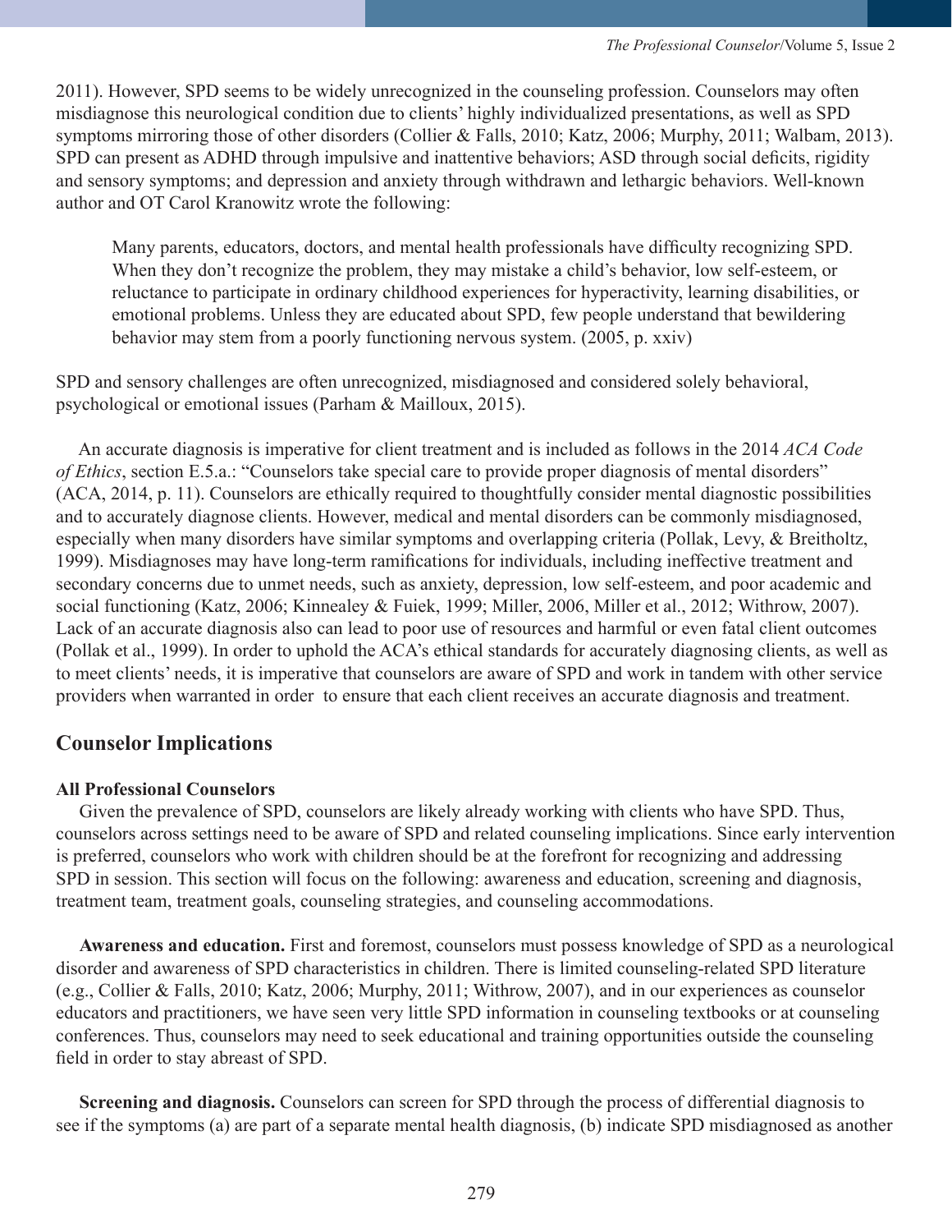2011). However, SPD seems to be widely unrecognized in the counseling profession. Counselors may often misdiagnose this neurological condition due to clients' highly individualized presentations, as well as SPD symptoms mirroring those of other disorders (Collier & Falls, 2010; Katz, 2006; Murphy, 2011; Walbam, 2013). SPD can present as ADHD through impulsive and inattentive behaviors; ASD through social deficits, rigidity and sensory symptoms; and depression and anxiety through withdrawn and lethargic behaviors. Well-known author and OT Carol Kranowitz wrote the following:

> Many parents, educators, doctors, and mental health professionals have difficulty recognizing SPD. When they don't recognize the problem, they may mistake a child's behavior, low self-esteem, or reluctance to participate in ordinary childhood experiences for hyperactivity, learning disabilities, or emotional problems. Unless they are educated about SPD, few people understand that bewildering behavior may stem from a poorly functioning nervous system. (2005, p. xxiv)

SPD and sensory challenges are often unrecognized, misdiagnosed and considered solely behavioral, psychological or emotional issues (Parham & Mailloux, 2015).

An accurate diagnosis is imperative for client treatment and is included as follows in the 2014 *ACA Code of Ethics*, section E.5.a.: "Counselors take special care to provide proper diagnosis of mental disorders" (ACA, 2014, p. 11). Counselors are ethically required to thoughtfully consider mental diagnostic possibilities and to accurately diagnose clients. However, medical and mental disorders can be commonly misdiagnosed, especially when many disorders have similar symptoms and overlapping criteria (Pollak, Levy, & Breitholtz, 1999). Misdiagnoses may have long-term ramifications for individuals, including ineffective treatment and secondary concerns due to unmet needs, such as anxiety, depression, low self-esteem, and poor academic and social functioning (Katz, 2006; Kinnealey & Fuiek, 1999; Miller, 2006, Miller et al., 2012; Withrow, 2007). Lack of an accurate diagnosis also can lead to poor use of resources and harmful or even fatal client outcomes (Pollak et al., 1999). In order to uphold the ACA's ethical standards for accurately diagnosing clients, as well as to meet clients' needs, it is imperative that counselors are aware of SPD and work in tandem with other service providers when warranted in order to ensure that each client receives an accurate diagnosis and treatment.

## Counselor Implications

### All Professional Counselors

Given the prevalence of SPD, counselors are likely already working with clients who have SPD. Thus, counselors across settings need to be aware of SPD and related counseling implications. Since early intervention is preferred, counselors who work with children should be at the forefront for recognizing and addressing SPD in session. This section will focus on the following: awareness and education, screening and diagnosis, treatment team, treatment goals, counseling strategies, and counseling accommodations.

**Awareness and education.** First and foremost, counselors must possess knowledge of SPD as a neurological disorder and awareness of SPD characteristics in children. There is limited counseling-related SPD literature (e.g., Collier & Falls, 2010; Katz, 2006; Murphy, 2011; Withrow, 2007), and in our experiences as counselor educators and practitioners, we have seen very little SPD information in counseling textbooks or at counseling conferences. Thus, counselors may need to seek educational and training opportunities outside the counseling field in order to stay abreast of SPD.

**Screening and diagnosis.** Counselors can screen for SPD through the process of differential diagnosis to see if the symptoms (a) are part of a separate mental health diagnosis, (b) indicate SPD misdiagnosed as another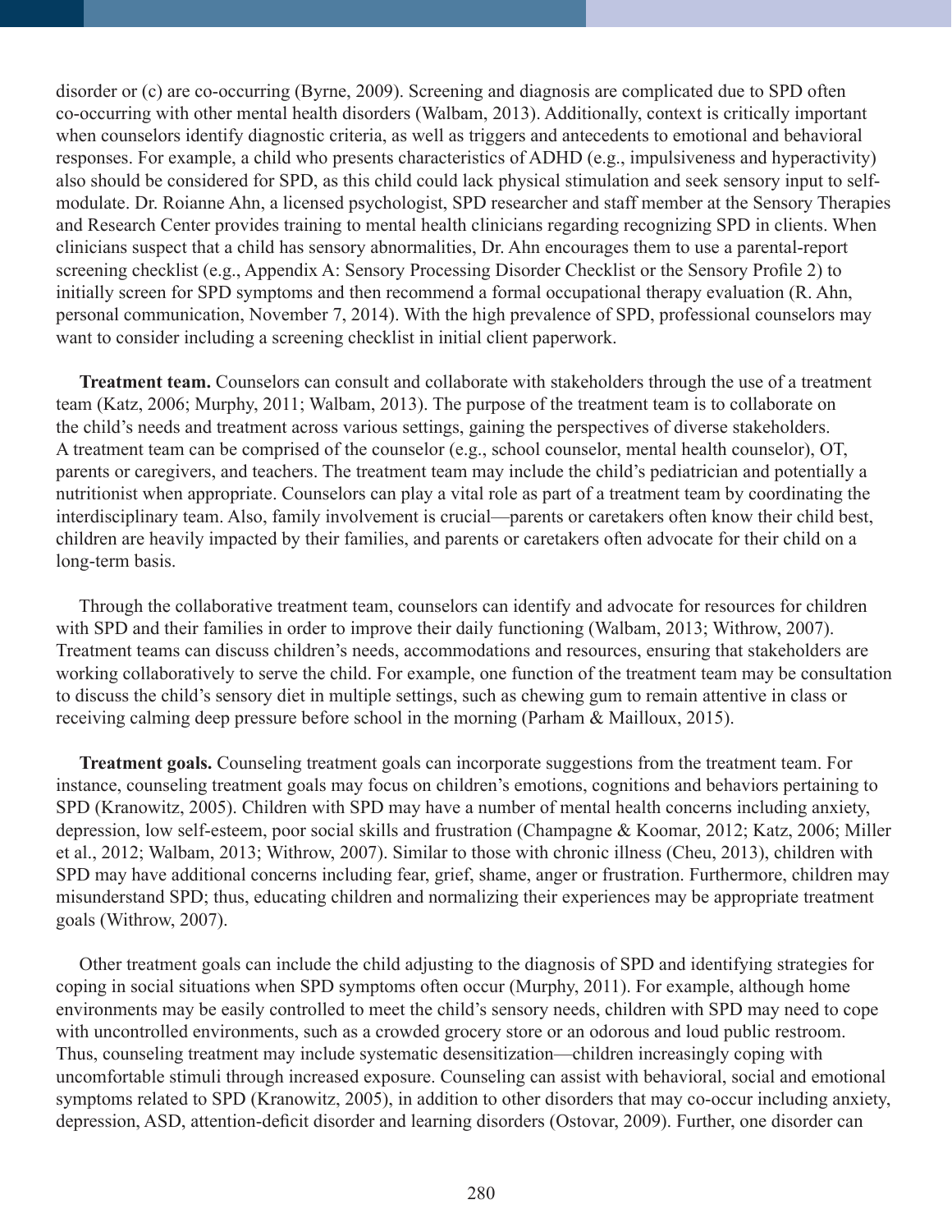disorder or (c) are co-occurring (Byrne, 2009). Screening and diagnosis are complicated due to SPD often co-occurring with other mental health disorders (Walbam, 2013). Additionally, context is critically important when counselors identify diagnostic criteria, as well as triggers and antecedents to emotional and behavioral responses. For example, a child who presents characteristics of ADHD (e.g., impulsiveness and hyperactivity) also should be considered for SPD, as this child could lack physical stimulation and seek sensory input to self-modulate. Dr. Roianne Ahn, a licensed psychologist, SPD researcher and staff member at the Sensory Therapies and Research Center provides training to mental health clinicians regarding recognizing SPD in clients. When clinicians suspect that a child has sensory abnormalities, Dr. Ahn encourages them to use a parental-report screening checklist (e.g., Appendix A: Sensory Processing Disorder Checklist or the Sensory Profile 2) to initially screen for SPD symptoms and then recommend a formal occupational therapy evaluation (R. Ahn, personal communication, November 7, 2014). With the high prevalence of SPD, professional counselors may want to consider including a screening checklist in initial client paperwork.

**Treatment team.** Counselors can consult and collaborate with stakeholders through the use of a treatment team (Katz, 2006; Murphy, 2011; Walbam, 2013). The purpose of the treatment team is to collaborate on the child's needs and treatment across various settings, gaining the perspectives of diverse stakeholders. A treatment team can be comprised of the counselor (e.g., school counselor, mental health counselor), OT, parents or caregivers, and teachers. The treatment team may include the child's pediatrician and potentially a nutritionist when appropriate. Counselors can play a vital role as part of a treatment team by coordinating the interdisciplinary team. Also, family involvement is crucial—parents or caretakers often know their child best, children are heavily impacted by their families, and parents or caretakers often advocate for their child on a long-term basis.

Through the collaborative treatment team, counselors can identify and advocate for resources for children with SPD and their families in order to improve their daily functioning (Walbam, 2013; Withrow, 2007). Treatment teams can discuss children's needs, accommodations and resources, ensuring that stakeholders are working collaboratively to serve the child. For example, one function of the treatment team may be consultation to discuss the child's sensory diet in multiple settings, such as chewing gum to remain attentive in class or receiving calming deep pressure before school in the morning (Parham & Mailloux, 2015).

**Treatment goals.** Counseling treatment goals can incorporate suggestions from the treatment team. For instance, counseling treatment goals may focus on children's emotions, cognitions and behaviors pertaining to SPD (Kranowitz, 2005). Children with SPD may have a number of mental health concerns including anxiety, depression, low self-esteem, poor social skills and frustration (Champagne & Koomar, 2012; Katz, 2006; Miller et al., 2012; Walbam, 2013; Withrow, 2007). Similar to those with chronic illness (Cheu, 2013), children with SPD may have additional concerns including fear, grief, shame, anger or frustration. Furthermore, children may misunderstand SPD; thus, educating children and normalizing their experiences may be appropriate treatment goals (Withrow, 2007).

Other treatment goals can include the child adjusting to the diagnosis of SPD and identifying strategies for coping in social situations when SPD symptoms often occur (Murphy, 2011). For example, although home environments may be easily controlled to meet the child's sensory needs, children with SPD may need to cope with uncontrolled environments, such as a crowded grocery store or an odorous and loud public restroom. Thus, counseling treatment may include systematic desensitization—children increasingly coping with uncomfortable stimuli through increased exposure. Counseling can assist with behavioral, social and emotional symptoms related to SPD (Kranowitz, 2005), in addition to other disorders that may co-occur including anxiety, depression, ASD, attention-deficit disorder and learning disorders (Ostovar, 2009). Further, one disorder can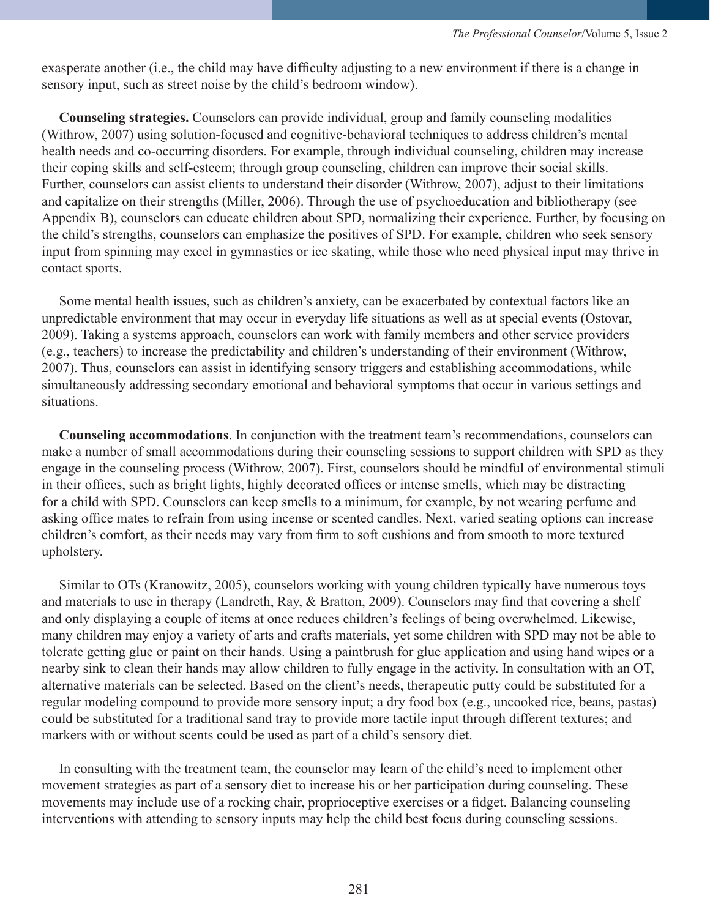exasperate another (i.e., the child may have difficulty adjusting to a new environment if there is a change in sensory input, such as street noise by the child's bedroom window).

**Counseling strategies.** Counselors can provide individual, group and family counseling modalities (Withrow, 2007) using solution-focused and cognitive-behavioral techniques to address children's mental health needs and co-occurring disorders. For example, through individual counseling, children may increase their coping skills and self-esteem; through group counseling, children can improve their social skills. Further, counselors can assist clients to understand their disorder (Withrow, 2007), adjust to their limitations and capitalize on their strengths (Miller, 2006). Through the use of psychoeducation and bibliotherapy (see Appendix B), counselors can educate children about SPD, normalizing their experience. Further, by focusing on the child's strengths, counselors can emphasize the positives of SPD. For example, children who seek sensory input from spinning may excel in gymnastics or ice skating, while those who need physical input may thrive in contact sports.

Some mental health issues, such as children's anxiety, can be exacerbated by contextual factors like an unpredictable environment that may occur in everyday life situations as well as at special events (Ostovar, 2009). Taking a systems approach, counselors can work with family members and other service providers (e.g., teachers) to increase the predictability and children's understanding of their environment (Withrow, 2007). Thus, counselors can assist in identifying sensory triggers and establishing accommodations, while simultaneously addressing secondary emotional and behavioral symptoms that occur in various settings and situations.

**Counseling accommodations**. In conjunction with the treatment team's recommendations, counselors can make a number of small accommodations during their counseling sessions to support children with SPD as they engage in the counseling process (Withrow, 2007). First, counselors should be mindful of environmental stimuli in their offices, such as bright lights, highly decorated offices or intense smells, which may be distracting for a child with SPD. Counselors can keep smells to a minimum, for example, by not wearing perfume and asking office mates to refrain from using incense or scented candles. Next, varied seating options can increase children's comfort, as their needs may vary from firm to soft cushions and from smooth to more textured upholstery.

Similar to OTs (Kranowitz, 2005), counselors working with young children typically have numerous toys and materials to use in therapy (Landreth, Ray, & Bratton, 2009). Counselors may find that covering a shelf and only displaying a couple of items at once reduces children's feelings of being overwhelmed. Likewise, many children may enjoy a variety of arts and crafts materials, yet some children with SPD may not be able to tolerate getting glue or paint on their hands. Using a paintbrush for glue application and using hand wipes or a nearby sink to clean their hands may allow children to fully engage in the activity. In consultation with an OT, alternative materials can be selected. Based on the client's needs, therapeutic putty could be substituted for a regular modeling compound to provide more sensory input; a dry food box (e.g., uncooked rice, beans, pastas) could be substituted for a traditional sand tray to provide more tactile input through different textures; and markers with or without scents could be used as part of a child's sensory diet.

In consulting with the treatment team, the counselor may learn of the child's need to implement other movement strategies as part of a sensory diet to increase his or her participation during counseling. These movements may include use of a rocking chair, proprioceptive exercises or a fidget. Balancing counseling interventions with attending to sensory inputs may help the child best focus during counseling sessions.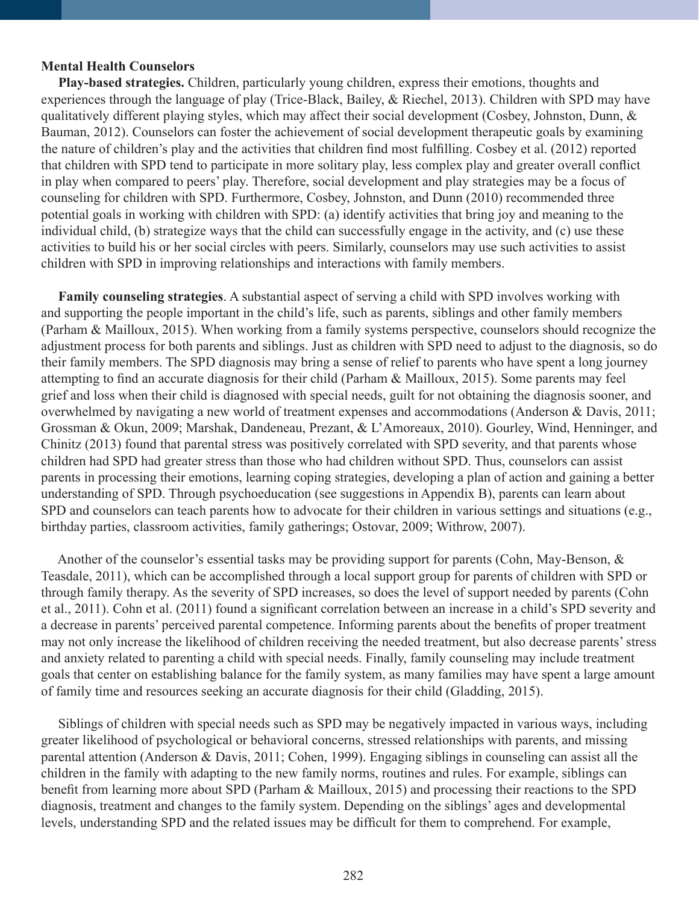**Mental Health Counselors**

**Play-based strategies.** Children, particularly young children, express their emotions, thoughts and experiences through the language of play (Trice-Black, Bailey, & Riechel, 2013). Children with SPD may have qualitatively different playing styles, which may affect their social development (Cosbey, Johnston, Dunn, & Bauman, 2012). Counselors can foster the achievement of social development therapeutic goals by examining the nature of children's play and the activities that children find most fulfilling. Cosbey et al. (2012) reported that children with SPD tend to participate in more solitary play, less complex play and greater overall conflict in play when compared to peers' play. Therefore, social development and play strategies may be a focus of counseling for children with SPD. Furthermore, Cosbey, Johnston, and Dunn (2010) recommended three potential goals in working with children with SPD: (a) identify activities that bring joy and meaning to the individual child, (b) strategize ways that the child can successfully engage in the activity, and (c) use these activities to build his or her social circles with peers. Similarly, counselors may use such activities to assist children with SPD in improving relationships and interactions with family members.

**Family counseling strategies**. A substantial aspect of serving a child with SPD involves working with and supporting the people important in the child's life, such as parents, siblings and other family members (Parham & Mailloux, 2015). When working from a family systems perspective, counselors should recognize the adjustment process for both parents and siblings. Just as children with SPD need to adjust to the diagnosis, so do their family members. The SPD diagnosis may bring a sense of relief to parents who have spent a long journey attempting to find an accurate diagnosis for their child (Parham & Mailloux, 2015). Some parents may feel grief and loss when their child is diagnosed with special needs, guilt for not obtaining the diagnosis sooner, and overwhelmed by navigating a new world of treatment expenses and accommodations (Anderson & Davis, 2011; Grossman & Okun, 2009; Marshak, Dandeneau, Prezant, & L'Amoreaux, 2010). Gourley, Wind, Henninger, and Chinitz (2013) found that parental stress was positively correlated with SPD severity, and that parents whose children had SPD had greater stress than those who had children without SPD. Thus, counselors can assist parents in processing their emotions, learning coping strategies, developing a plan of action and gaining a better understanding of SPD. Through psychoeducation (see suggestions in Appendix B), parents can learn about SPD and counselors can teach parents how to advocate for their children in various settings and situations (e.g., birthday parties, classroom activities, family gatherings; Ostovar, 2009; Withrow, 2007).

Another of the counselor's essential tasks may be providing support for parents (Cohn, May-Benson, & Teasdale, 2011), which can be accomplished through a local support group for parents of children with SPD or through family therapy. As the severity of SPD increases, so does the level of support needed by parents (Cohn et al., 2011). Cohn et al. (2011) found a significant correlation between an increase in a child's SPD severity and a decrease in parents' perceived parental competence. Informing parents about the benefits of proper treatment may not only increase the likelihood of children receiving the needed treatment, but also decrease parents' stress and anxiety related to parenting a child with special needs. Finally, family counseling may include treatment goals that center on establishing balance for the family system, as many families may have spent a large amount of family time and resources seeking an accurate diagnosis for their child (Gladding, 2015).

Siblings of children with special needs such as SPD may be negatively impacted in various ways, including greater likelihood of psychological or behavioral concerns, stressed relationships with parents, and missing parental attention (Anderson & Davis, 2011; Cohen, 1999). Engaging siblings in counseling can assist all the children in the family with adapting to the new family norms, routines and rules. For example, siblings can benefit from learning more about SPD (Parham & Mailloux, 2015) and processing their reactions to the SPD diagnosis, treatment and changes to the family system. Depending on the siblings' ages and developmental levels, understanding SPD and the related issues may be difficult for them to comprehend. For example,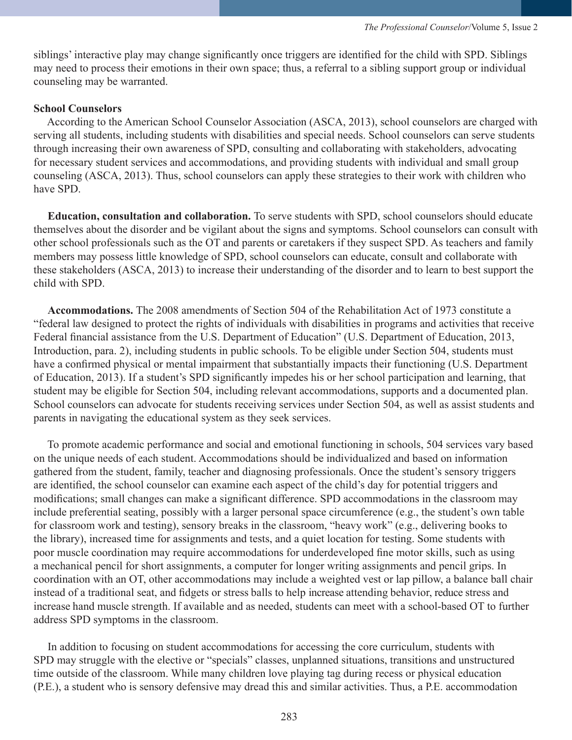siblings' interactive play may change significantly once triggers are identified for the child with SPD. Siblings may need to process their emotions in their own space; thus, a referral to a sibling support group or individual counseling may be warranted.

### School Counselors

According to the American School Counselor Association (ASCA, 2013), school counselors are charged with serving all students, including students with disabilities and special needs. School counselors can serve students through increasing their own awareness of SPD, consulting and collaborating with stakeholders, advocating for necessary student services and accommodations, and providing students with individual and small group counseling (ASCA, 2013). Thus, school counselors can apply these strategies to their work with children who have SPD.

**Education, consultation and collaboration.** To serve students with SPD, school counselors should educate themselves about the disorder and be vigilant about the signs and symptoms. School counselors can consult with other school professionals such as the OT and parents or caretakers if they suspect SPD. As teachers and family members may possess little knowledge of SPD, school counselors can educate, consult and collaborate with these stakeholders (ASCA, 2013) to increase their understanding of the disorder and to learn to best support the child with SPD.

**Accommodations.** The 2008 amendments of Section 504 of the Rehabilitation Act of 1973 constitute a "federal law designed to protect the rights of individuals with disabilities in programs and activities that receive Federal financial assistance from the U.S. Department of Education" (U.S. Department of Education, 2013, Introduction, para. 2), including students in public schools. To be eligible under Section 504, students must have a confirmed physical or mental impairment that substantially impacts their functioning (U.S. Department of Education, 2013). If a student's SPD significantly impedes his or her school participation and learning, that student may be eligible for Section 504, including relevant accommodations, supports and a documented plan. School counselors can advocate for students receiving services under Section 504, as well as assist students and parents in navigating the educational system as they seek services.

To promote academic performance and social and emotional functioning in schools, 504 services vary based on the unique needs of each student. Accommodations should be individualized and based on information gathered from the student, family, teacher and diagnosing professionals. Once the student's sensory triggers are identified, the school counselor can examine each aspect of the child's day for potential triggers and modifications; small changes can make a significant difference. SPD accommodations in the classroom may include preferential seating, possibly with a larger personal space circumference (e.g., the student's own table for classroom work and testing), sensory breaks in the classroom, "heavy work" (e.g., delivering books to the library), increased time for assignments and tests, and a quiet location for testing. Some students with poor muscle coordination may require accommodations for underdeveloped fine motor skills, such as using a mechanical pencil for short assignments, a computer for longer writing assignments and pencil grips. In coordination with an OT, other accommodations may include a weighted vest or lap pillow, a balance ball chair instead of a traditional seat, and fidgets or stress balls to help increase attending behavior, reduce stress and increase hand muscle strength. If available and as needed, students can meet with a school-based OT to further address SPD symptoms in the classroom.

In addition to focusing on student accommodations for accessing the core curriculum, students with SPD may struggle with the elective or "specials" classes, unplanned situations, transitions and unstructured time outside of the classroom. While many children love playing tag during recess or physical education (P.E.), a student who is sensory defensive may dread this and similar activities. Thus, a P.E. accommodation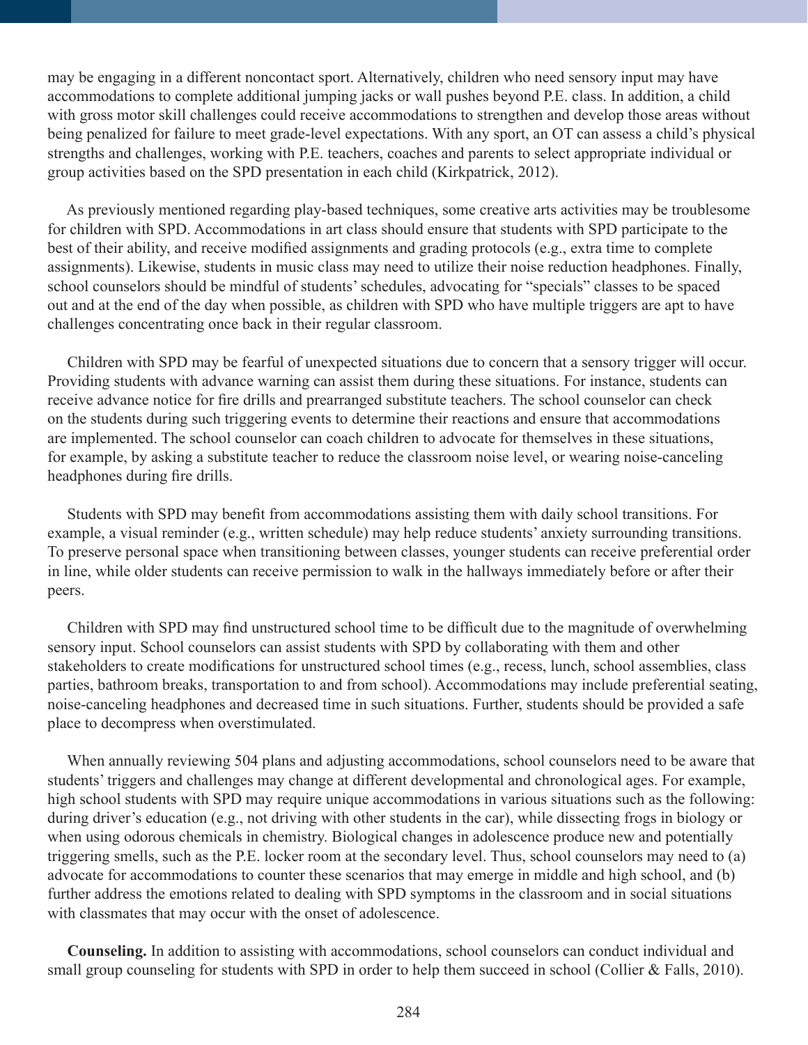may be engaging in a different noncontact sport. Alternatively, children who need sensory input may have accommodations to complete additional jumping jacks or wall pushes beyond P.E. class. In addition, a child with gross motor skill challenges could receive accommodations to strengthen and develop those areas without being penalized for failure to meet grade-level expectations. With any sport, an OT can assess a child's physical strengths and challenges, working with P.E. teachers, coaches and parents to select appropriate individual or group activities based on the SPD presentation in each child (Kirkpatrick, 2012).

As previously mentioned regarding play-based techniques, some creative arts activities may be troublesome for children with SPD. Accommodations in art class should ensure that students with SPD participate to the best of their ability, and receive modified assignments and grading protocols (e.g., extra time to complete assignments). Likewise, students in music class may need to utilize their noise reduction headphones. Finally, school counselors should be mindful of students' schedules, advocating for "specials" classes to be spaced out and at the end of the day when possible, as children with SPD who have multiple triggers are apt to have challenges concentrating once back in their regular classroom.

Children with SPD may be fearful of unexpected situations due to concern that a sensory trigger will occur. Providing students with advance warning can assist them during these situations. For instance, students can receive advance notice for fire drills and prearranged substitute teachers. The school counselor can check on the students during such triggering events to determine their reactions and ensure that accommodations are implemented. The school counselor can coach children to advocate for themselves in these situations, for example, by asking a substitute teacher to reduce the classroom noise level, or wearing noise-canceling headphones during fire drills.

Students with SPD may benefit from accommodations assisting them with daily school transitions. For example, a visual reminder (e.g., written schedule) may help reduce students' anxiety surrounding transitions. To preserve personal space when transitioning between classes, younger students can receive preferential order in line, while older students can receive permission to walk in the hallways immediately before or after their peers.

Children with SPD may find unstructured school time to be difficult due to the magnitude of overwhelming sensory input. School counselors can assist students with SPD by collaborating with them and other stakeholders to create modifications for unstructured school times (e.g., recess, lunch, school assemblies, class parties, bathroom breaks, transportation to and from school). Accommodations may include preferential seating, noise-canceling headphones and decreased time in such situations. Further, students should be provided a safe place to decompress when overstimulated.

When annually reviewing 504 plans and adjusting accommodations, school counselors need to be aware that students' triggers and challenges may change at different developmental and chronological ages. For example, high school students with SPD may require unique accommodations in various situations such as the following: during driver's education (e.g., not driving with other students in the car), while dissecting frogs in biology or when using odorous chemicals in chemistry. Biological changes in adolescence produce new and potentially triggering smells, such as the P.E. locker room at the secondary level. Thus, school counselors may need to (a) advocate for accommodations to counter these scenarios that may emerge in middle and high school, and (b) further address the emotions related to dealing with SPD symptoms in the classroom and in social situations with classmates that may occur with the onset of adolescence.

**Counseling.** In addition to assisting with accommodations, school counselors can conduct individual and small group counseling for students with SPD in order to help them succeed in school (Collier & Falls, 2010).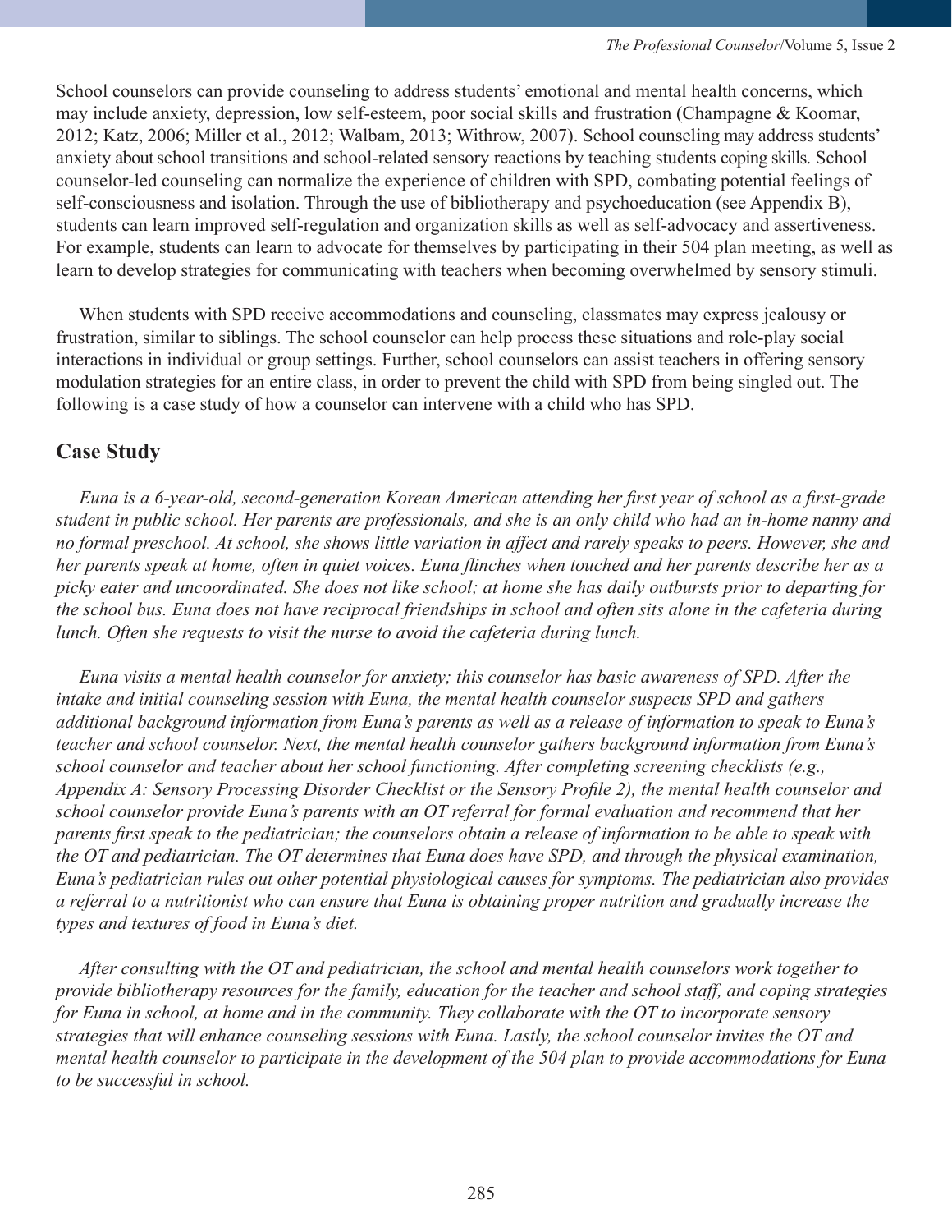School counselors can provide counseling to address students' emotional and mental health concerns, which may include anxiety, depression, low self-esteem, poor social skills and frustration (Champagne & Koomar, 2012; Katz, 2006; Miller et al., 2012; Walbam, 2013; Withrow, 2007). School counseling may address students' anxiety about school transitions and school-related sensory reactions by teaching students coping skills. School counselor-led counseling can normalize the experience of children with SPD, combating potential feelings of self-consciousness and isolation. Through the use of bibliotherapy and psychoeducation (see Appendix B), students can learn improved self-regulation and organization skills as well as self-advocacy and assertiveness. For example, students can learn to advocate for themselves by participating in their 504 plan meeting, as well as learn to develop strategies for communicating with teachers when becoming overwhelmed by sensory stimuli.

When students with SPD receive accommodations and counseling, classmates may express jealousy or frustration, similar to siblings. The school counselor can help process these situations and role-play social interactions in individual or group settings. Further, school counselors can assist teachers in offering sensory modulation strategies for an entire class, in order to prevent the child with SPD from being singled out. The following is a case study of how a counselor can intervene with a child who has SPD.

## Case Study

*Euna is a 6-year-old, second-generation Korean American attending her first year of school as a first-grade student in public school. Her parents are professionals, and she is an only child who had an in-home nanny and no formal preschool. At school, she shows little variation in affect and rarely speaks to peers. However, she and her parents speak at home, often in quiet voices. Euna flinches when touched and her parents describe her as a picky eater and uncoordinated. She does not like school; at home she has daily outbursts prior to departing for the school bus. Euna does not have reciprocal friendships in school and often sits alone in the cafeteria during lunch. Often she requests to visit the nurse to avoid the cafeteria during lunch.*

*Euna visits a mental health counselor for anxiety; this counselor has basic awareness of SPD. After the intake and initial counseling session with Euna, the mental health counselor suspects SPD and gathers additional background information from Euna's parents as well as a release of information to speak to Euna's teacher and school counselor. Next, the mental health counselor gathers background information from Euna's school counselor and teacher about her school functioning. After completing screening checklists (e.g., Appendix A: Sensory Processing Disorder Checklist or the Sensory Profile 2), the mental health counselor and school counselor provide Euna's parents with an OT referral for formal evaluation and recommend that her parents first speak to the pediatrician; the counselors obtain a release of information to be able to speak with the OT and pediatrician. The OT determines that Euna does have SPD, and through the physical examination, Euna's pediatrician rules out other potential physiological causes for symptoms. The pediatrician also provides a referral to a nutritionist who can ensure that Euna is obtaining proper nutrition and gradually increase the types and textures of food in Euna's diet.*

*After consulting with the OT and pediatrician, the school and mental health counselors work together to provide bibliotherapy resources for the family, education for the teacher and school staff, and coping strategies for Euna in school, at home and in the community. They collaborate with the OT to incorporate sensory strategies that will enhance counseling sessions with Euna. Lastly, the school counselor invites the OT and mental health counselor to participate in the development of the 504 plan to provide accommodations for Euna to be successful in school.*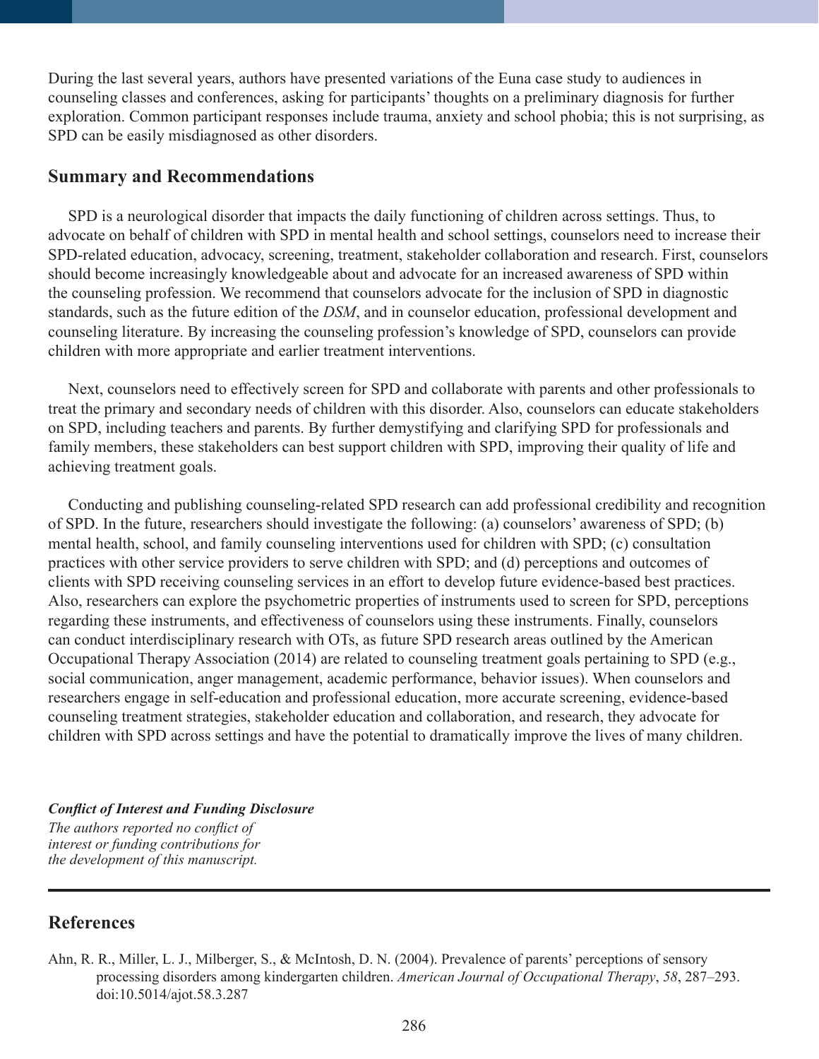During the last several years, authors have presented variations of the Euna case study to audiences in counseling classes and conferences, asking for participants' thoughts on a preliminary diagnosis for further exploration. Common participant responses include trauma, anxiety and school phobia; this is not surprising, as SPD can be easily misdiagnosed as other disorders.

## Summary and Recommendations

SPD is a neurological disorder that impacts the daily functioning of children across settings. Thus, to advocate on behalf of children with SPD in mental health and school settings, counselors need to increase their SPD-related education, advocacy, screening, treatment, stakeholder collaboration and research. First, counselors should become increasingly knowledgeable about and advocate for an increased awareness of SPD within the counseling profession. We recommend that counselors advocate for the inclusion of SPD in diagnostic standards, such as the future edition of the *DSM*, and in counselor education, professional development and counseling literature. By increasing the counseling profession's knowledge of SPD, counselors can provide children with more appropriate and earlier treatment interventions.

Next, counselors need to effectively screen for SPD and collaborate with parents and other professionals to treat the primary and secondary needs of children with this disorder. Also, counselors can educate stakeholders on SPD, including teachers and parents. By further demystifying and clarifying SPD for professionals and family members, these stakeholders can best support children with SPD, improving their quality of life and achieving treatment goals.

Conducting and publishing counseling-related SPD research can add professional credibility and recognition of SPD. In the future, researchers should investigate the following: (a) counselors' awareness of SPD; (b) mental health, school, and family counseling interventions used for children with SPD; (c) consultation practices with other service providers to serve children with SPD; and (d) perceptions and outcomes of clients with SPD receiving counseling services in an effort to develop future evidence-based best practices. Also, researchers can explore the psychometric properties of instruments used to screen for SPD, perceptions regarding these instruments, and effectiveness of counselors using these instruments. Finally, counselors can conduct interdisciplinary research with OTs, as future SPD research areas outlined by the American Occupational Therapy Association (2014) are related to counseling treatment goals pertaining to SPD (e.g., social communication, anger management, academic performance, behavior issues). When counselors and researchers engage in self-education and professional education, more accurate screening, evidence-based counseling treatment strategies, stakeholder education and collaboration, and research, they advocate for children with SPD across settings and have the potential to dramatically improve the lives of many children.

***Conflict of Interest and Funding Disclosure***
*The authors reported no conflict of interest or funding contributions for the development of this manuscript.*

## References

Ahn, R. R., Miller, L. J., Milberger, S., & McIntosh, D. N. (2004). Prevalence of parents' perceptions of sensory processing disorders among kindergarten children. *American Journal of Occupational Therapy*, *58*, 287–293. doi:10.5014/ajot.58.3.287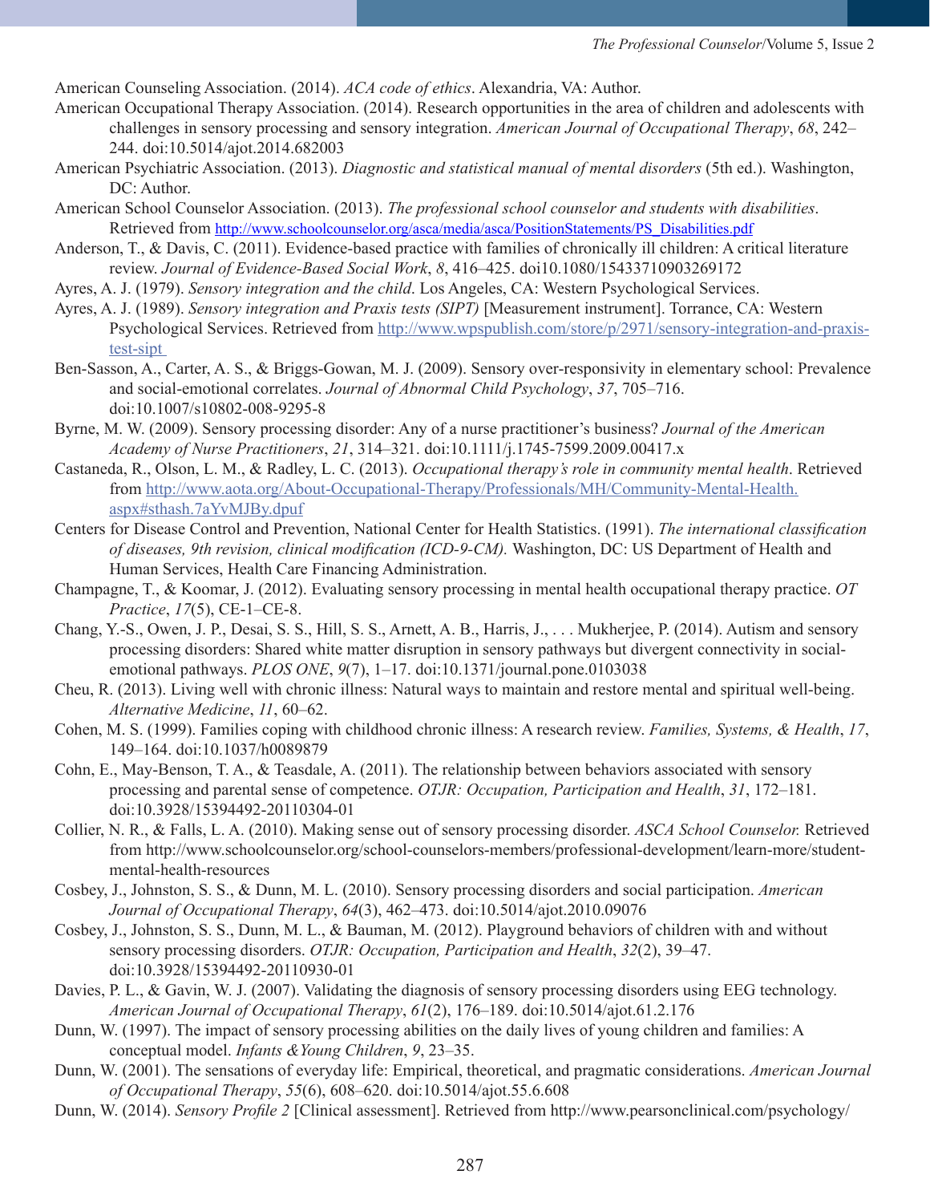American Counseling Association. (2014). *ACA code of ethics*. Alexandria, VA: Author.

American Occupational Therapy Association. (2014). Research opportunities in the area of children and adolescents with challenges in sensory processing and sensory integration. *American Journal of Occupational Therapy*, *68*, 242–244. doi:10.5014/ajot.2014.682003

American Psychiatric Association. (2013). *Diagnostic and statistical manual of mental disorders* (5th ed.). Washington, DC: Author.

American School Counselor Association. (2013). *The professional school counselor and students with disabilities*. Retrieved from http://www.schoolcounselor.org/asca/media/asca/PositionStatements/PS_Disabilities.pdf

Anderson, T., & Davis, C. (2011). Evidence-based practice with families of chronically ill children: A critical literature review. *Journal of Evidence-Based Social Work*, *8*, 416–425. doi10.1080/15433710903269172

Ayres, A. J. (1979). *Sensory integration and the child*. Los Angeles, CA: Western Psychological Services.

Ayres, A. J. (1989). *Sensory integration and Praxis tests (SIPT)* [Measurement instrument]. Torrance, CA: Western Psychological Services. Retrieved from http://www.wpspublish.com/store/p/2971/sensory-integration-and-praxis-test-sipt

Ben-Sasson, A., Carter, A. S., & Briggs-Gowan, M. J. (2009). Sensory over-responsivity in elementary school: Prevalence and social-emotional correlates. *Journal of Abnormal Child Psychology*, *37*, 705–716. doi:10.1007/s10802-008-9295-8

Byrne, M. W. (2009). Sensory processing disorder: Any of a nurse practitioner's business? *Journal of the American Academy of Nurse Practitioners*, *21*, 314–321. doi:10.1111/j.1745-7599.2009.00417.x

Castaneda, R., Olson, L. M., & Radley, L. C. (2013). *Occupational therapy's role in community mental health*. Retrieved from http://www.aota.org/About-Occupational-Therapy/Professionals/MH/Community-Mental-Health.aspx#sthash.7aYvMJBy.dpuf

Centers for Disease Control and Prevention, National Center for Health Statistics. (1991). *The international classification of diseases, 9th revision, clinical modification (ICD-9-CM).* Washington, DC: US Department of Health and Human Services, Health Care Financing Administration.

Champagne, T., & Koomar, J. (2012). Evaluating sensory processing in mental health occupational therapy practice. *OT Practice*, *17*(5), CE-1–CE-8.

Chang, Y.-S., Owen, J. P., Desai, S. S., Hill, S. S., Arnett, A. B., Harris, J., . . . Mukherjee, P. (2014). Autism and sensory processing disorders: Shared white matter disruption in sensory pathways but divergent connectivity in social-emotional pathways. *PLOS ONE*, *9*(7), 1–17. doi:10.1371/journal.pone.0103038

Cheu, R. (2013). Living well with chronic illness: Natural ways to maintain and restore mental and spiritual well-being. *Alternative Medicine*, *11*, 60–62.

Cohen, M. S. (1999). Families coping with childhood chronic illness: A research review. *Families, Systems, & Health*, *17*, 149–164. doi:10.1037/h0089879

Cohn, E., May-Benson, T. A., & Teasdale, A. (2011). The relationship between behaviors associated with sensory processing and parental sense of competence. *OTJR: Occupation, Participation and Health*, *31*, 172–181. doi:10.3928/15394492-20110304-01

Collier, N. R., & Falls, L. A. (2010). Making sense out of sensory processing disorder. *ASCA School Counselor.* Retrieved from http://www.schoolcounselor.org/school-counselors-members/professional-development/learn-more/student-mental-health-resources

Cosbey, J., Johnston, S. S., & Dunn, M. L. (2010). Sensory processing disorders and social participation. *American Journal of Occupational Therapy*, *64*(3), 462–473. doi:10.5014/ajot.2010.09076

Cosbey, J., Johnston, S. S., Dunn, M. L., & Bauman, M. (2012). Playground behaviors of children with and without sensory processing disorders. *OTJR: Occupation, Participation and Health*, *32*(2), 39–47. doi:10.3928/15394492-20110930-01

Davies, P. L., & Gavin, W. J. (2007). Validating the diagnosis of sensory processing disorders using EEG technology. *American Journal of Occupational Therapy*, *61*(2), 176–189. doi:10.5014/ajot.61.2.176

Dunn, W. (1997). The impact of sensory processing abilities on the daily lives of young children and families: A conceptual model. *Infants &Young Children*, *9*, 23–35.

Dunn, W. (2001). The sensations of everyday life: Empirical, theoretical, and pragmatic considerations. *American Journal of Occupational Therapy*, *55*(6), 608–620. doi:10.5014/ajot.55.6.608

Dunn, W. (2014). *Sensory Profile 2* [Clinical assessment]. Retrieved from http://www.pearsonclinical.com/psychology/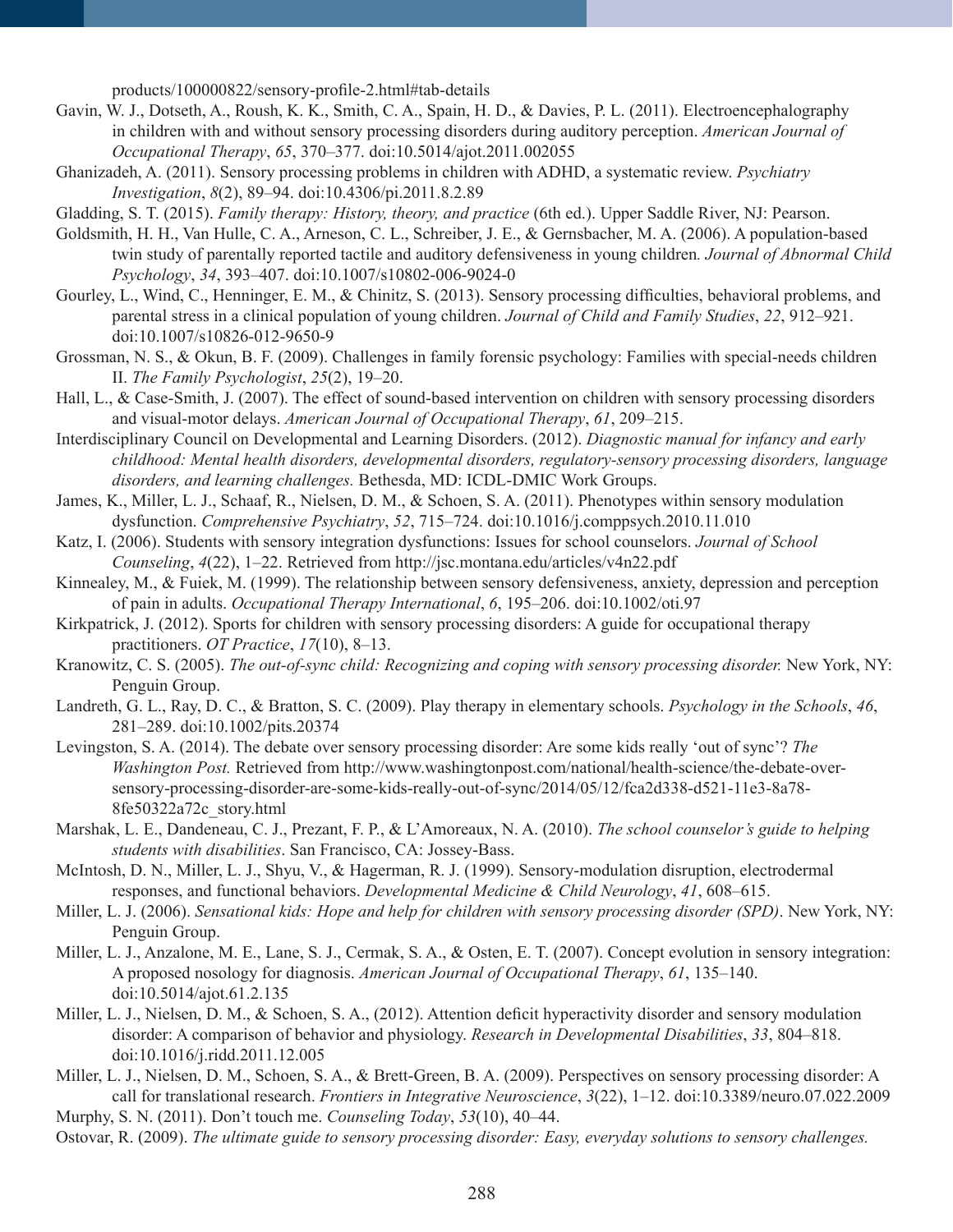products/100000822/sensory-profile-2.html#tab-details

Gavin, W. J., Dotseth, A., Roush, K. K., Smith, C. A., Spain, H. D., & Davies, P. L. (2011). Electroencephalography in children with and without sensory processing disorders during auditory perception. *American Journal of Occupational Therapy*, *65*, 370–377. doi:10.5014/ajot.2011.002055

Ghanizadeh, A. (2011). Sensory processing problems in children with ADHD, a systematic review. *Psychiatry Investigation*, *8*(2), 89–94. doi:10.4306/pi.2011.8.2.89

Gladding, S. T. (2015). *Family therapy: History, theory, and practice* (6th ed.). Upper Saddle River, NJ: Pearson.

Goldsmith, H. H., Van Hulle, C. A., Arneson, C. L., Schreiber, J. E., & Gernsbacher, M. A. (2006). A population-based twin study of parentally reported tactile and auditory defensiveness in young children. *Journal of Abnormal Child Psychology*, *34*, 393–407. doi:10.1007/s10802-006-9024-0

Gourley, L., Wind, C., Henninger, E. M., & Chinitz, S. (2013). Sensory processing difficulties, behavioral problems, and parental stress in a clinical population of young children. *Journal of Child and Family Studies*, *22*, 912–921. doi:10.1007/s10826-012-9650-9

Grossman, N. S., & Okun, B. F. (2009). Challenges in family forensic psychology: Families with special-needs children II. *The Family Psychologist*, *25*(2), 19–20.

Hall, L., & Case-Smith, J. (2007). The effect of sound-based intervention on children with sensory processing disorders and visual-motor delays. *American Journal of Occupational Therapy*, *61*, 209–215.

Interdisciplinary Council on Developmental and Learning Disorders. (2012). *Diagnostic manual for infancy and early childhood: Mental health disorders, developmental disorders, regulatory-sensory processing disorders, language disorders, and learning challenges.* Bethesda, MD: ICDL-DMIC Work Groups.

James, K., Miller, L. J., Schaaf, R., Nielsen, D. M., & Schoen, S. A. (2011). Phenotypes within sensory modulation dysfunction. *Comprehensive Psychiatry*, *52*, 715–724. doi:10.1016/j.comppsych.2010.11.010

Katz, I. (2006). Students with sensory integration dysfunctions: Issues for school counselors. *Journal of School Counseling*, *4*(22), 1–22. Retrieved from http://jsc.montana.edu/articles/v4n22.pdf

Kinnealey, M., & Fuiek, M. (1999). The relationship between sensory defensiveness, anxiety, depression and perception of pain in adults. *Occupational Therapy International*, *6*, 195–206. doi:10.1002/oti.97

Kirkpatrick, J. (2012). Sports for children with sensory processing disorders: A guide for occupational therapy practitioners. *OT Practice*, *17*(10), 8–13.

Kranowitz, C. S. (2005). *The out-of-sync child: Recognizing and coping with sensory processing disorder.* New York, NY: Penguin Group.

Landreth, G. L., Ray, D. C., & Bratton, S. C. (2009). Play therapy in elementary schools. *Psychology in the Schools*, *46*, 281–289. doi:10.1002/pits.20374

Levingston, S. A. (2014). The debate over sensory processing disorder: Are some kids really 'out of sync'? *The Washington Post.* Retrieved from http://www.washingtonpost.com/national/health-science/the-debate-over-sensory-processing-disorder-are-some-kids-really-out-of-sync/2014/05/12/fca2d338-d521-11e3-8a78-8fe50322a72c_story.html

Marshak, L. E., Dandeneau, C. J., Prezant, F. P., & L'Amoreaux, N. A. (2010). *The school counselor's guide to helping students with disabilities*. San Francisco, CA: Jossey-Bass.

McIntosh, D. N., Miller, L. J., Shyu, V., & Hagerman, R. J. (1999). Sensory-modulation disruption, electrodermal responses, and functional behaviors. *Developmental Medicine & Child Neurology*, *41*, 608–615.

Miller, L. J. (2006). *Sensational kids: Hope and help for children with sensory processing disorder (SPD)*. New York, NY: Penguin Group.

Miller, L. J., Anzalone, M. E., Lane, S. J., Cermak, S. A., & Osten, E. T. (2007). Concept evolution in sensory integration: A proposed nosology for diagnosis. *American Journal of Occupational Therapy*, *61*, 135–140. doi:10.5014/ajot.61.2.135

Miller, L. J., Nielsen, D. M., & Schoen, S. A., (2012). Attention deficit hyperactivity disorder and sensory modulation disorder: A comparison of behavior and physiology. *Research in Developmental Disabilities*, *33*, 804–818. doi:10.1016/j.ridd.2011.12.005

Miller, L. J., Nielsen, D. M., Schoen, S. A., & Brett-Green, B. A. (2009). Perspectives on sensory processing disorder: A call for translational research. *Frontiers in Integrative Neuroscience*, *3*(22), 1–12. doi:10.3389/neuro.07.022.2009

Murphy, S. N. (2011). Don't touch me. *Counseling Today*, *53*(10), 40–44.

Ostovar, R. (2009). *The ultimate guide to sensory processing disorder: Easy, everyday solutions to sensory challenges.*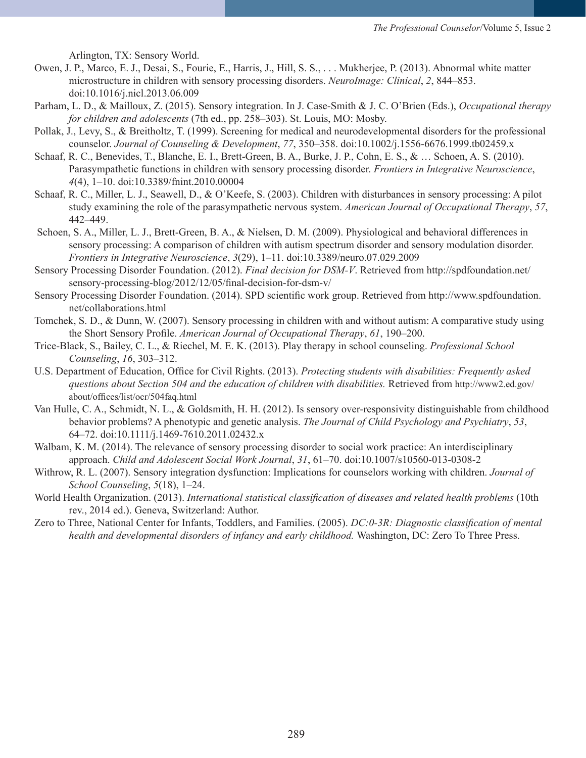Arlington, TX: Sensory World.

Owen, J. P., Marco, E. J., Desai, S., Fourie, E., Harris, J., Hill, S. S., . . . Mukherjee, P. (2013). Abnormal white matter microstructure in children with sensory processing disorders. *NeuroImage: Clinical*, *2*, 844–853. doi:10.1016/j.nicl.2013.06.009

Parham, L. D., & Mailloux, Z. (2015). Sensory integration. In J. Case-Smith & J. C. O'Brien (Eds.), *Occupational therapy for children and adolescents* (7th ed., pp. 258–303). St. Louis, MO: Mosby.

Pollak, J., Levy, S., & Breitholtz, T. (1999). Screening for medical and neurodevelopmental disorders for the professional counselor. *Journal of Counseling & Development*, *77*, 350–358. doi:10.1002/j.1556-6676.1999.tb02459.x

Schaaf, R. C., Benevides, T., Blanche, E. I., Brett-Green, B. A., Burke, J. P., Cohn, E. S., & … Schoen, A. S. (2010). Parasympathetic functions in children with sensory processing disorder. *Frontiers in Integrative Neuroscience*, *4*(4), 1–10. doi:10.3389/fnint.2010.00004

Schaaf, R. C., Miller, L. J., Seawell, D., & O'Keefe, S. (2003). Children with disturbances in sensory processing: A pilot study examining the role of the parasympathetic nervous system. *American Journal of Occupational Therapy*, *57*, 442–449.

Schoen, S. A., Miller, L. J., Brett-Green, B. A., & Nielsen, D. M. (2009). Physiological and behavioral differences in sensory processing: A comparison of children with autism spectrum disorder and sensory modulation disorder. *Frontiers in Integrative Neuroscience*, *3*(29), 1–11. doi:10.3389/neuro.07.029.2009

Sensory Processing Disorder Foundation. (2012). *Final decision for DSM-V*. Retrieved from http://spdfoundation.net/sensory-processing-blog/2012/12/05/final-decision-for-dsm-v/

Sensory Processing Disorder Foundation. (2014). SPD scientific work group. Retrieved from http://www.spdfoundation.net/collaborations.html

Tomchek, S. D., & Dunn, W. (2007). Sensory processing in children with and without autism: A comparative study using the Short Sensory Profile. *American Journal of Occupational Therapy*, *61*, 190–200.

Trice-Black, S., Bailey, C. L., & Riechel, M. E. K. (2013). Play therapy in school counseling. *Professional School Counseling*, *16*, 303–312.

U.S. Department of Education, Office for Civil Rights. (2013). *Protecting students with disabilities: Frequently asked questions about Section 504 and the education of children with disabilities.* Retrieved from http://www2.ed.gov/about/offices/list/ocr/504faq.html

Van Hulle, C. A., Schmidt, N. L., & Goldsmith, H. H. (2012). Is sensory over-responsivity distinguishable from childhood behavior problems? A phenotypic and genetic analysis. *The Journal of Child Psychology and Psychiatry*, *53*, 64–72. doi:10.1111/j.1469-7610.2011.02432.x

Walbam, K. M. (2014). The relevance of sensory processing disorder to social work practice: An interdisciplinary approach. *Child and Adolescent Social Work Journal*, *31*, 61–70. doi:10.1007/s10560-013-0308-2

Withrow, R. L. (2007). Sensory integration dysfunction: Implications for counselors working with children. *Journal of School Counseling*, *5*(18), 1–24.

World Health Organization. (2013). *International statistical classification of diseases and related health problems* (10th rev., 2014 ed.). Geneva, Switzerland: Author.

Zero to Three, National Center for Infants, Toddlers, and Families. (2005). *DC:0-3R: Diagnostic classification of mental health and developmental disorders of infancy and early childhood.* Washington, DC: Zero To Three Press.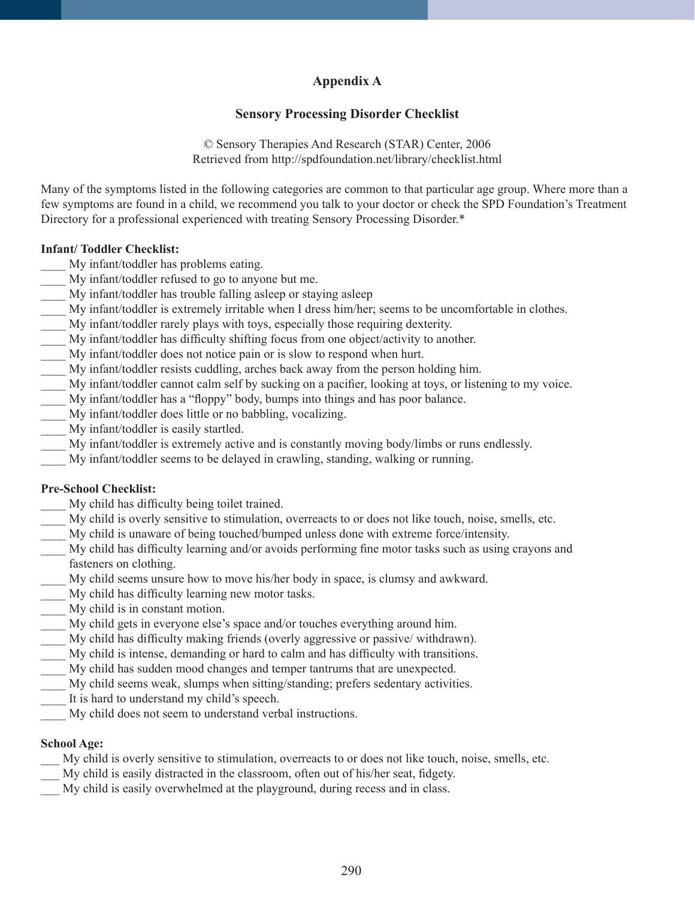## Appendix A

### Sensory Processing Disorder Checklist

© Sensory Therapies And Research (STAR) Center, 2006
Retrieved from http://spdfoundation.net/library/checklist.html

Many of the symptoms listed in the following categories are common to that particular age group. Where more than a few symptoms are found in a child, we recommend you talk to your doctor or check the SPD Foundation's Treatment Directory for a professional experienced with treating Sensory Processing Disorder.*

**Infant/ Toddler Checklist:**

____ My infant/toddler has problems eating.
____ My infant/toddler refused to go to anyone but me.
____ My infant/toddler has trouble falling asleep or staying asleep
____ My infant/toddler is extremely irritable when I dress him/her; seems to be uncomfortable in clothes.
____ My infant/toddler rarely plays with toys, especially those requiring dexterity.
____ My infant/toddler has difficulty shifting focus from one object/activity to another.
____ My infant/toddler does not notice pain or is slow to respond when hurt.
____ My infant/toddler resists cuddling, arches back away from the person holding him.
____ My infant/toddler cannot calm self by sucking on a pacifier, looking at toys, or listening to my voice.
____ My infant/toddler has a "floppy" body, bumps into things and has poor balance.
____ My infant/toddler does little or no babbling, vocalizing.
____ My infant/toddler is easily startled.
____ My infant/toddler is extremely active and is constantly moving body/limbs or runs endlessly.
____ My infant/toddler seems to be delayed in crawling, standing, walking or running.

**Pre-School Checklist:**

____ My child has difficulty being toilet trained.
____ My child is overly sensitive to stimulation, overreacts to or does not like touch, noise, smells, etc.
____ My child is unaware of being touched/bumped unless done with extreme force/intensity.
____ My child has difficulty learning and/or avoids performing fine motor tasks such as using crayons and fasteners on clothing.
____ My child seems unsure how to move his/her body in space, is clumsy and awkward.
____ My child has difficulty learning new motor tasks.
____ My child is in constant motion.
____ My child gets in everyone else's space and/or touches everything around him.
____ My child has difficulty making friends (overly aggressive or passive/ withdrawn).
____ My child is intense, demanding or hard to calm and has difficulty with transitions.
____ My child has sudden mood changes and temper tantrums that are unexpected.
____ My child seems weak, slumps when sitting/standing; prefers sedentary activities.
____ It is hard to understand my child's speech.
____ My child does not seem to understand verbal instructions.

**School Age:**

___ My child is overly sensitive to stimulation, overreacts to or does not like touch, noise, smells, etc.
___ My child is easily distracted in the classroom, often out of his/her seat, fidgety.
___ My child is easily overwhelmed at the playground, during recess and in class.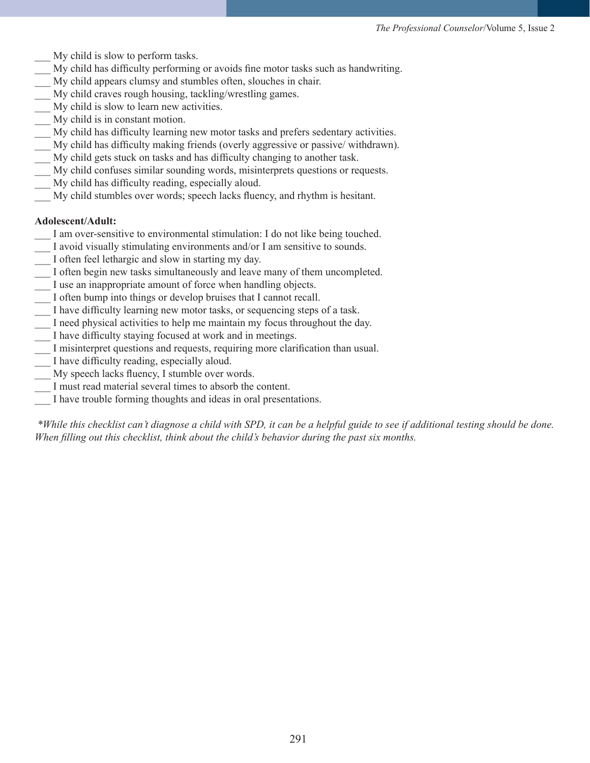___ My child is slow to perform tasks.
___ My child has difficulty performing or avoids fine motor tasks such as handwriting.
___ My child appears clumsy and stumbles often, slouches in chair.
___ My child craves rough housing, tackling/wrestling games.
___ My child is slow to learn new activities.
___ My child is in constant motion.
___ My child has difficulty learning new motor tasks and prefers sedentary activities.
___ My child has difficulty making friends (overly aggressive or passive/ withdrawn).
___ My child gets stuck on tasks and has difficulty changing to another task.
___ My child confuses similar sounding words, misinterprets questions or requests.
___ My child has difficulty reading, especially aloud.
___ My child stumbles over words; speech lacks fluency, and rhythm is hesitant.

**Adolescent/Adult:**

___ I am over-sensitive to environmental stimulation: I do not like being touched.
___ I avoid visually stimulating environments and/or I am sensitive to sounds.
___ I often feel lethargic and slow in starting my day.
___ I often begin new tasks simultaneously and leave many of them uncompleted.
___ I use an inappropriate amount of force when handling objects.
___ I often bump into things or develop bruises that I cannot recall.
___ I have difficulty learning new motor tasks, or sequencing steps of a task.
___ I need physical activities to help me maintain my focus throughout the day.
___ I have difficulty staying focused at work and in meetings.
___ I misinterpret questions and requests, requiring more clarification than usual.
___ I have difficulty reading, especially aloud.
___ My speech lacks fluency, I stumble over words.
___ I must read material several times to absorb the content.
___ I have trouble forming thoughts and ideas in oral presentations.

*\*While this checklist can't diagnose a child with SPD, it can be a helpful guide to see if additional testing should be done. When filling out this checklist, think about the child's behavior during the past six months.*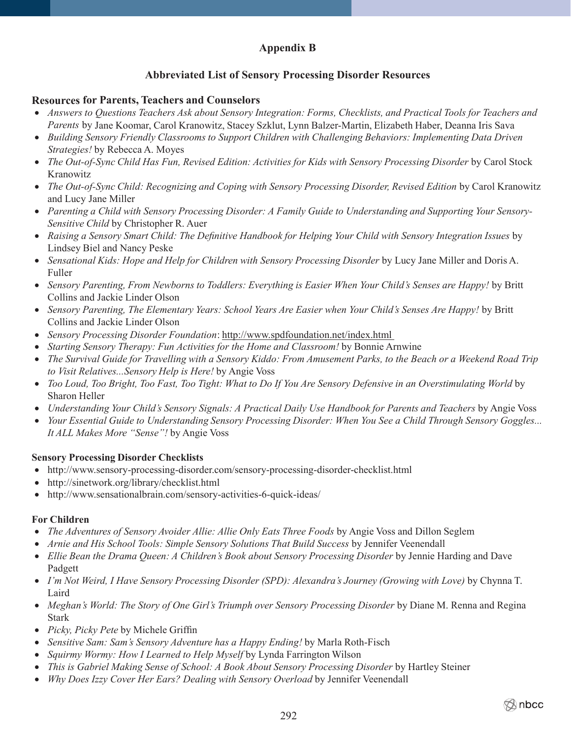## Appendix B

### Abbreviated List of Sensory Processing Disorder Resources

**Resources for Parents, Teachers and Counselors**

- *Answers to Questions Teachers Ask about Sensory Integration: Forms, Checklists, and Practical Tools for Teachers and Parents* by Jane Koomar, Carol Kranowitz, Stacey Szklut, Lynn Balzer-Martin, Elizabeth Haber, Deanna Iris Sava
- *Building Sensory Friendly Classrooms to Support Children with Challenging Behaviors: Implementing Data Driven Strategies!* by Rebecca A. Moyes
- *The Out-of-Sync Child Has Fun, Revised Edition: Activities for Kids with Sensory Processing Disorder* by Carol Stock Kranowitz
- *The Out-of-Sync Child: Recognizing and Coping with Sensory Processing Disorder, Revised Edition* by Carol Kranowitz and Lucy Jane Miller
- *Parenting a Child with Sensory Processing Disorder: A Family Guide to Understanding and Supporting Your Sensory-Sensitive Child* by Christopher R. Auer
- *Raising a Sensory Smart Child: The Definitive Handbook for Helping Your Child with Sensory Integration Issues* by Lindsey Biel and Nancy Peske
- *Sensational Kids: Hope and Help for Children with Sensory Processing Disorder* by Lucy Jane Miller and Doris A. Fuller
- *Sensory Parenting, From Newborns to Toddlers: Everything is Easier When Your Child's Senses are Happy!* by Britt Collins and Jackie Linder Olson
- *Sensory Parenting, The Elementary Years: School Years Are Easier when Your Child's Senses Are Happy!* by Britt Collins and Jackie Linder Olson
- *Sensory Processing Disorder Foundation*: http://www.spdfoundation.net/index.html
- *Starting Sensory Therapy: Fun Activities for the Home and Classroom!* by Bonnie Arnwine
- *The Survival Guide for Travelling with a Sensory Kiddo: From Amusement Parks, to the Beach or a Weekend Road Trip to Visit Relatives...Sensory Help is Here!* by Angie Voss
- *Too Loud, Too Bright, Too Fast, Too Tight: What to Do If You Are Sensory Defensive in an Overstimulating World* by Sharon Heller
- *Understanding Your Child's Sensory Signals: A Practical Daily Use Handbook for Parents and Teachers* by Angie Voss
- *Your Essential Guide to Understanding Sensory Processing Disorder: When You See a Child Through Sensory Goggles... It ALL Makes More "Sense"!* by Angie Voss

**Sensory Processing Disorder Checklists**

- http://www.sensory-processing-disorder.com/sensory-processing-disorder-checklist.html
- http://sinetwork.org/library/checklist.html
- http://www.sensationalbrain.com/sensory-activities-6-quick-ideas/

**For Children**

- *The Adventures of Sensory Avoider Allie: Allie Only Eats Three Foods* by Angie Voss and Dillon Seglem
- *Arnie and His School Tools: Simple Sensory Solutions That Build Success* by Jennifer Veenendall
- *Ellie Bean the Drama Queen: A Children's Book about Sensory Processing Disorder* by Jennie Harding and Dave Padgett
- *I'm Not Weird, I Have Sensory Processing Disorder (SPD): Alexandra's Journey (Growing with Love)* by Chynna T. Laird
- *Meghan's World: The Story of One Girl's Triumph over Sensory Processing Disorder* by Diane M. Renna and Regina Stark
- *Picky, Picky Pete* by Michele Griffin
- *Sensitive Sam: Sam's Sensory Adventure has a Happy Ending!* by Marla Roth-Fisch
- *Squirmy Wormy: How I Learned to Help Myself* by Lynda Farrington Wilson
- *This is Gabriel Making Sense of School: A Book About Sensory Processing Disorder* by Hartley Steiner
- *Why Does Izzy Cover Her Ears? Dealing with Sensory Overload* by Jennifer Veenendall